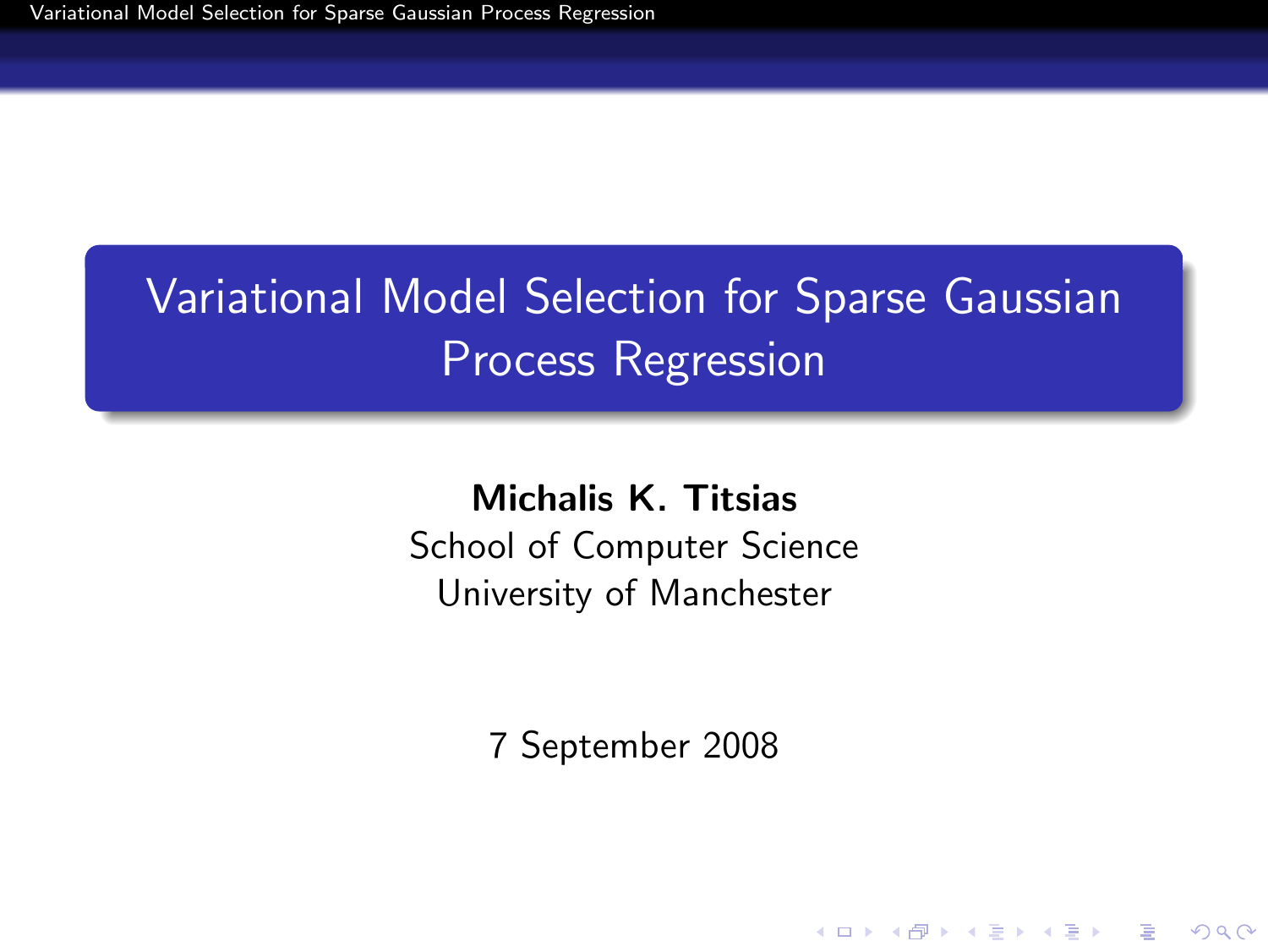# Variational Model Selection for Sparse Gaussian Process Regression

**Michalis K. Titsias**
School of Computer Science
University of Manchester

7 September 2008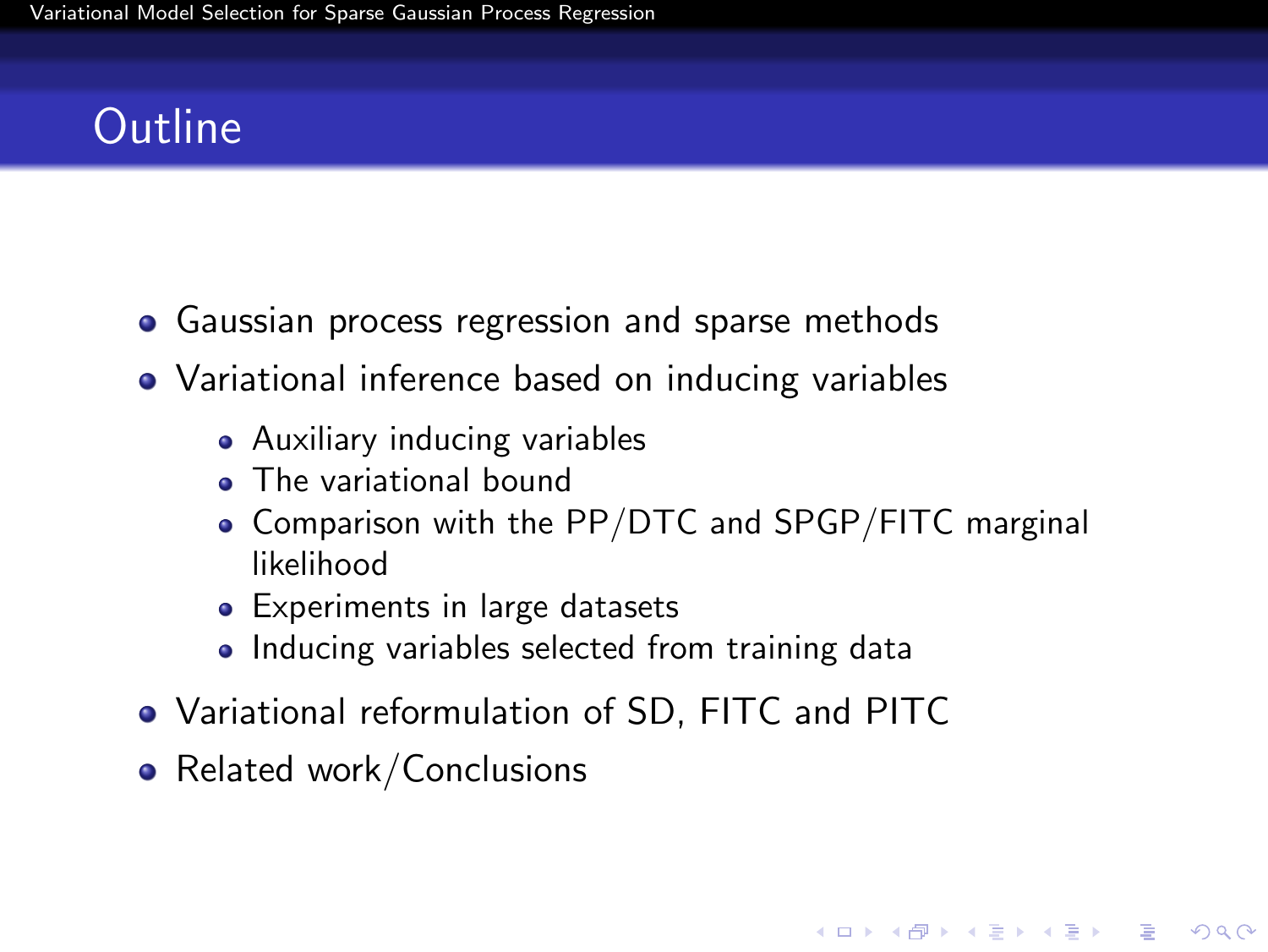# Outline

- Gaussian process regression and sparse methods
- Variational inference based on inducing variables
  - Auxiliary inducing variables
  - The variational bound
  - Comparison with the PP/DTC and SPGP/FITC marginal likelihood
  - Experiments in large datasets
  - Inducing variables selected from training data
- Variational reformulation of SD, FITC and PITC
- Related work/Conclusions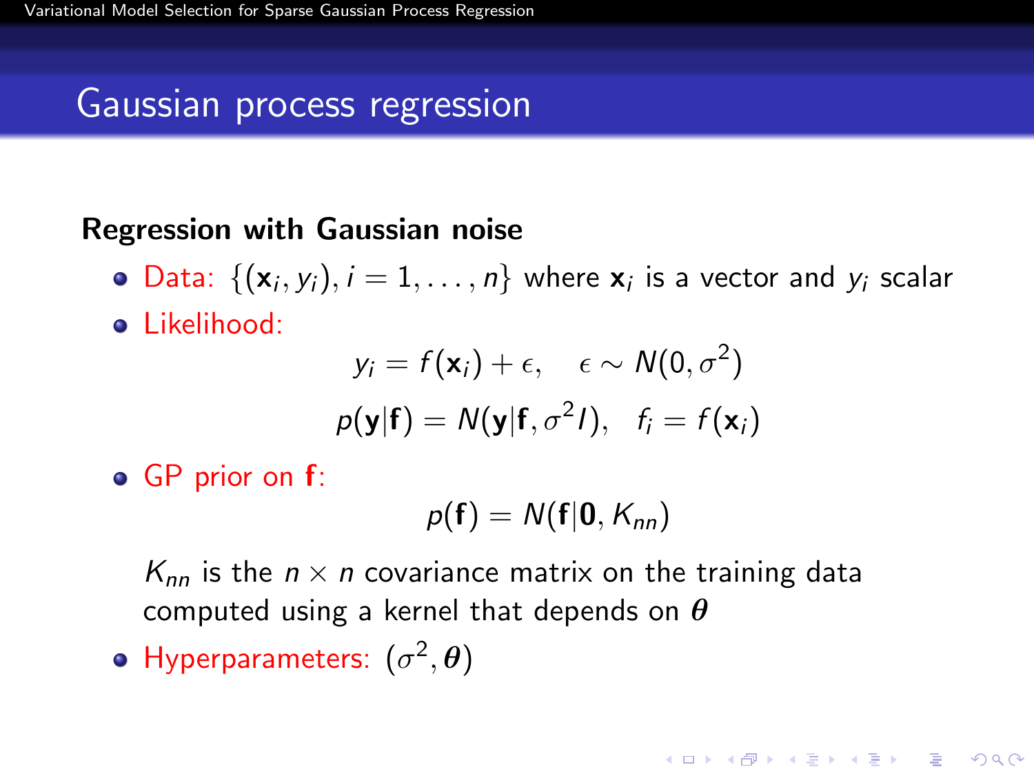# Gaussian process regression

**Regression with Gaussian noise**

- Data: $\{(\mathbf{x}_i, y_i), i = 1, \ldots, n\}$ where $\mathbf{x}_i$ is a vector and $y_i$ scalar
- Likelihood:

$$y_i = f(\mathbf{x}_i) + \epsilon, \quad \epsilon \sim N(0, \sigma^2)$$

$$p(\mathbf{y}|\mathbf{f}) = N(\mathbf{y}|\mathbf{f}, \sigma^2 I), \quad f_i = f(\mathbf{x}_i)$$

- GP prior on $\mathbf{f}$:

$$p(\mathbf{f}) = N(\mathbf{f}|\mathbf{0}, K_{nn})$$

  $K_{nn}$ is the $n \times n$ covariance matrix on the training data computed using a kernel that depends on $\boldsymbol{\theta}$

- Hyperparameters: $(\sigma^2, \boldsymbol{\theta})$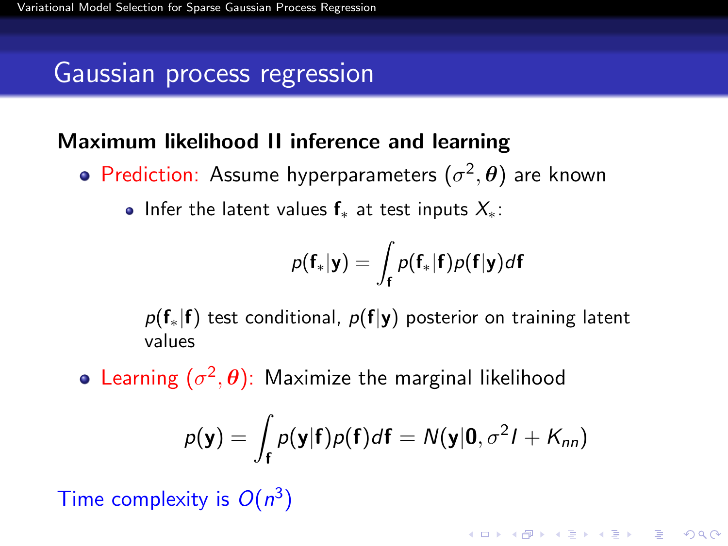# Gaussian process regression

**Maximum likelihood II inference and learning**

- Prediction: Assume hyperparameters $(\sigma^2, \boldsymbol{\theta})$ are known
  - Infer the latent values $\mathbf{f}_*$ at test inputs $X_*$:

$$p(\mathbf{f}_*|\mathbf{y}) = \int_{\mathbf{f}} p(\mathbf{f}_*|\mathbf{f}) p(\mathbf{f}|\mathbf{y}) d\mathbf{f}$$

    $p(\mathbf{f}_*|\mathbf{f})$ test conditional, $p(\mathbf{f}|\mathbf{y})$ posterior on training latent values

- Learning $(\sigma^2, \boldsymbol{\theta})$: Maximize the marginal likelihood

$$p(\mathbf{y}) = \int_{\mathbf{f}} p(\mathbf{y}|\mathbf{f}) p(\mathbf{f}) d\mathbf{f} = N(\mathbf{y}|\mathbf{0}, \sigma^2 I + K_{nn})$$

Time complexity is $O(n^3)$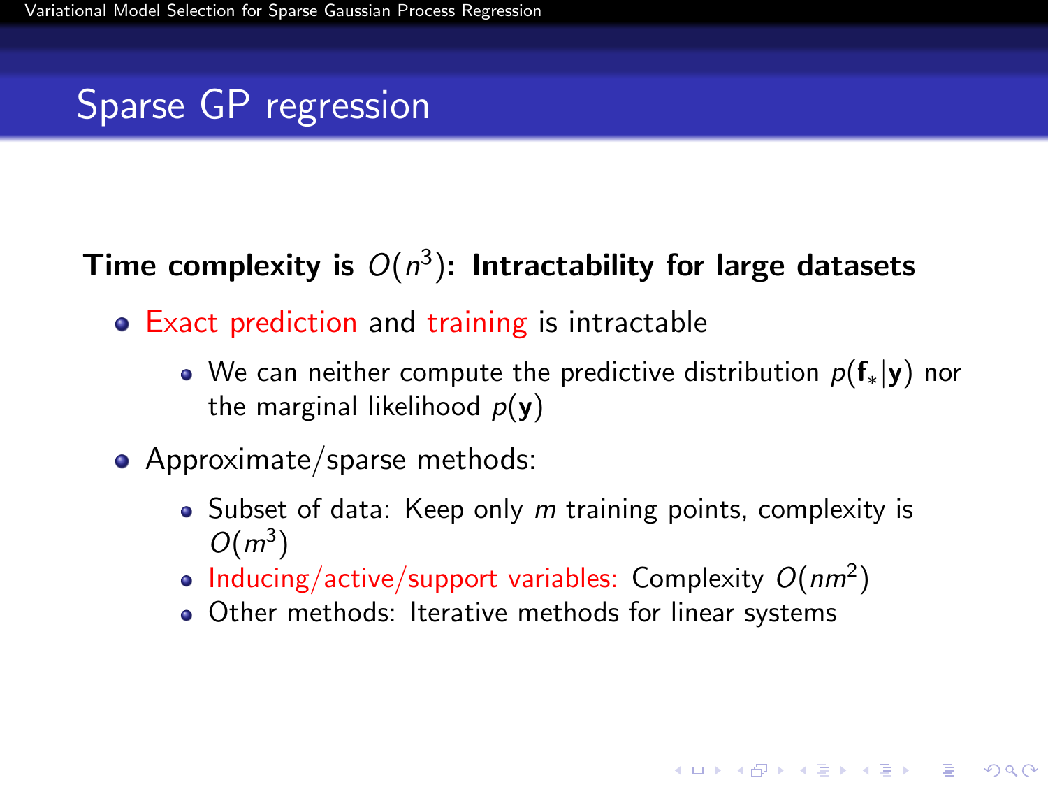# Sparse GP regression

**Time complexity is $O(n^3)$: Intractability for large datasets**

- Exact prediction and training is intractable
  - We can neither compute the predictive distribution $p(\mathbf{f}_* | \mathbf{y})$ nor the marginal likelihood $p(\mathbf{y})$
- Approximate/sparse methods:
  - Subset of data: Keep only $m$ training points, complexity is $O(m^3)$
  - Inducing/active/support variables: Complexity $O(nm^2)$
  - Other methods: Iterative methods for linear systems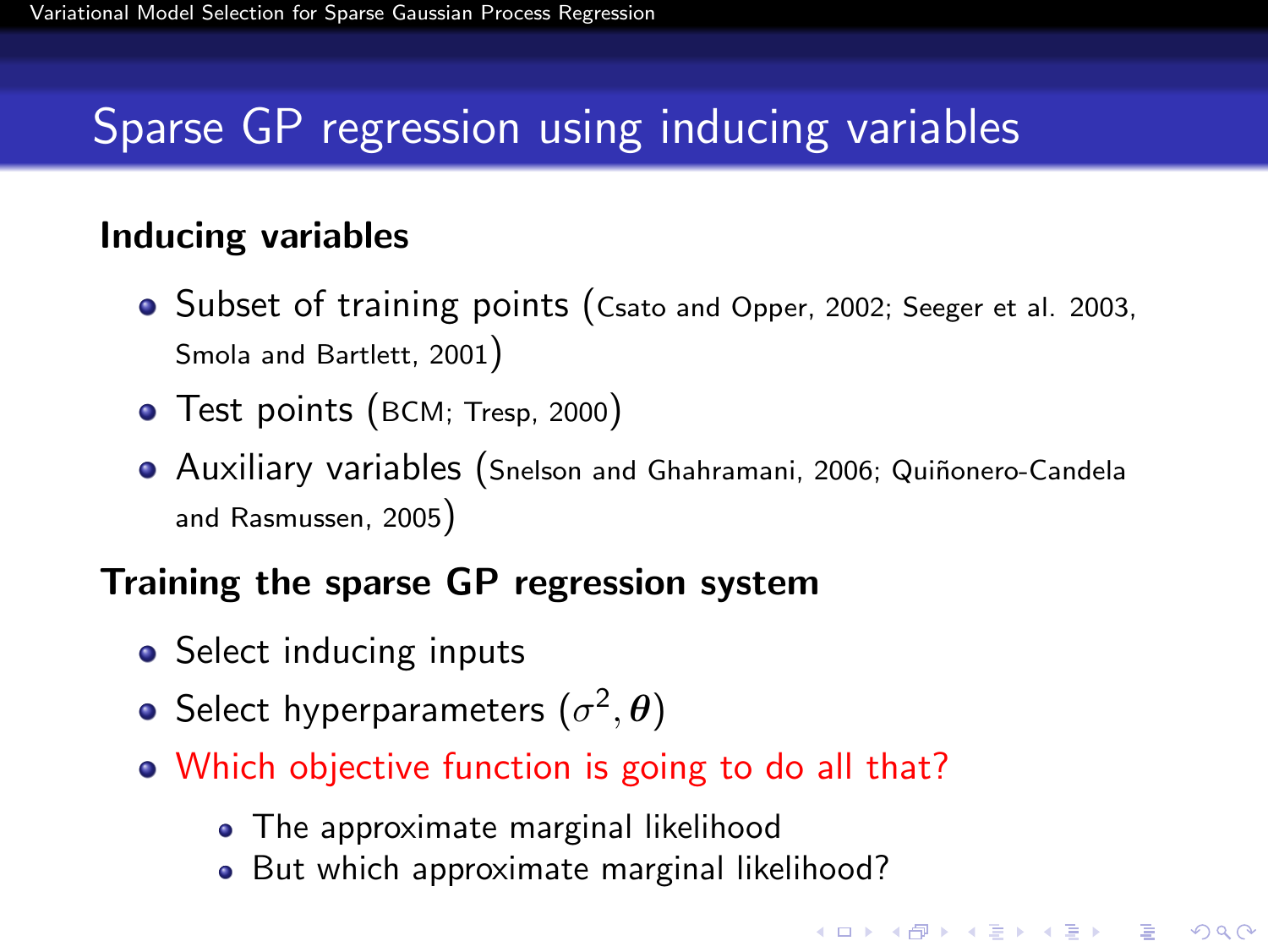# Sparse GP regression using inducing variables

## Inducing variables

- Subset of training points (Csato and Opper, 2002; Seeger et al. 2003, Smola and Bartlett, 2001)
- Test points (BCM; Tresp, 2000)
- Auxiliary variables (Snelson and Ghahramani, 2006; Quiñonero-Candela and Rasmussen, 2005)

## Training the sparse GP regression system

- Select inducing inputs
- Select hyperparameters $(\sigma^2, \boldsymbol{\theta})$
- Which objective function is going to do all that?
    - The approximate marginal likelihood
    - But which approximate marginal likelihood?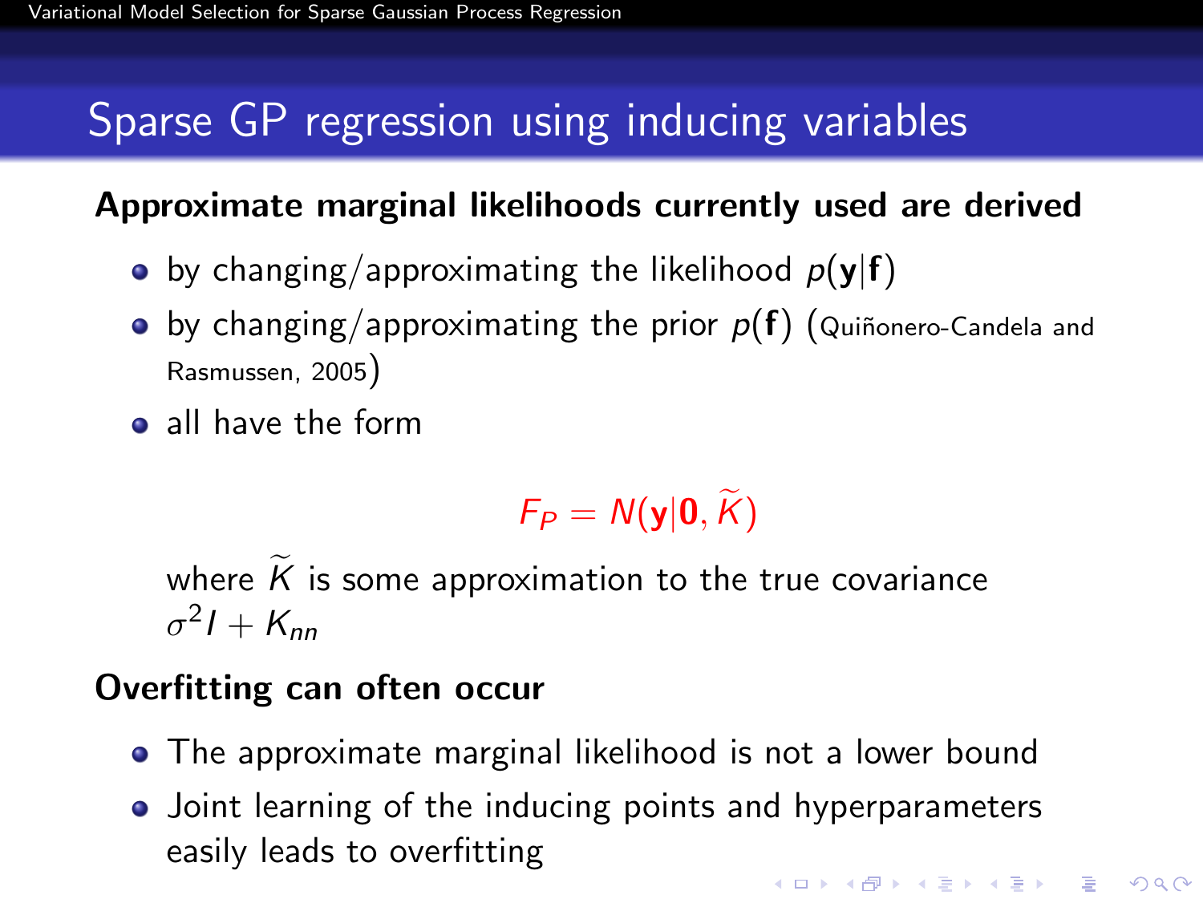# Sparse GP regression using inducing variables

**Approximate marginal likelihoods currently used are derived**

- by changing/approximating the likelihood $p(\mathbf{y}|\mathbf{f})$
- by changing/approximating the prior $p(\mathbf{f})$ (Quiñonero-Candela and Rasmussen, 2005)
- all have the form

$$F_P = N(\mathbf{y}|\mathbf{0}, \widetilde{K})$$

  where $\widetilde{K}$ is some approximation to the true covariance $\sigma^2 I + K_{nn}$

**Overfitting can often occur**

- The approximate marginal likelihood is not a lower bound
- Joint learning of the inducing points and hyperparameters easily leads to overfitting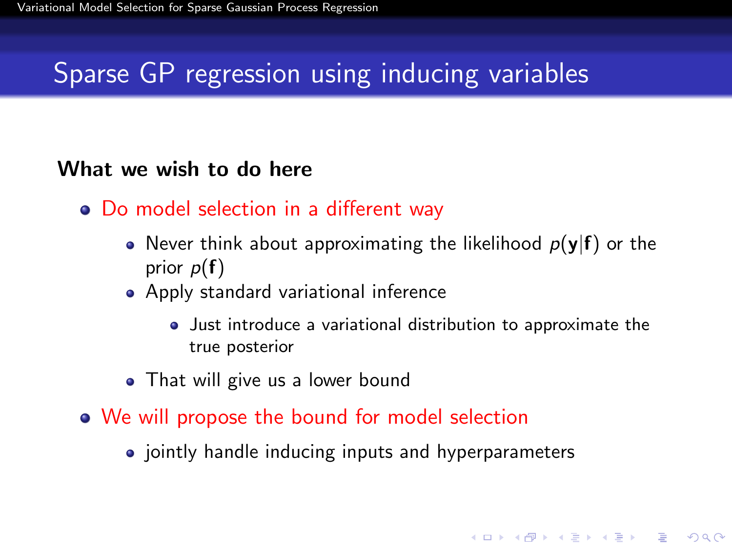# Sparse GP regression using inducing variables

**What we wish to do here**

- Do model selection in a different way
  - Never think about approximating the likelihood $p(\mathbf{y}|\mathbf{f})$ or the prior $p(\mathbf{f})$
  - Apply standard variational inference
    - Just introduce a variational distribution to approximate the true posterior
  - That will give us a lower bound
- We will propose the bound for model selection
  - jointly handle inducing inputs and hyperparameters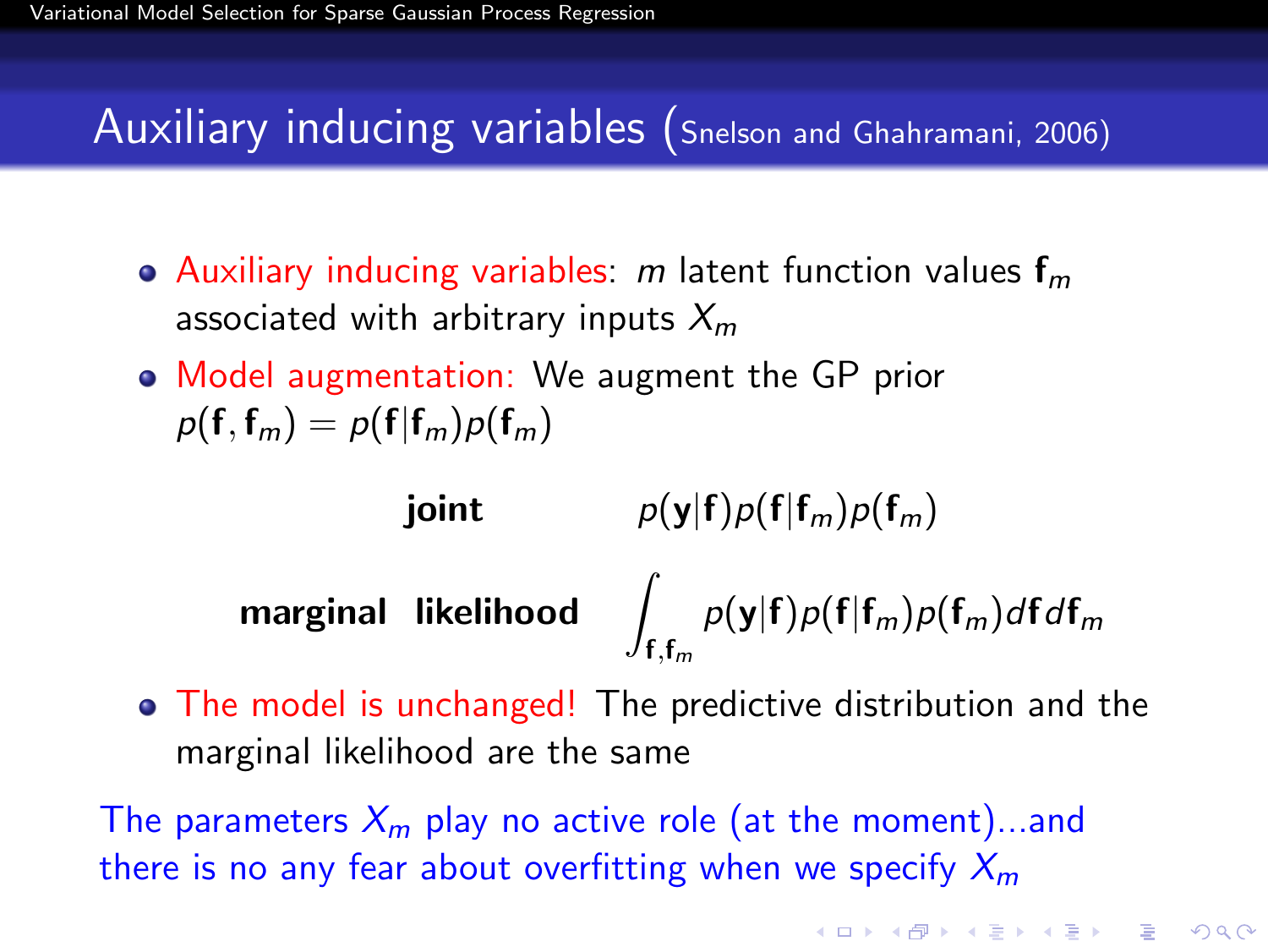# Auxiliary inducing variables (Snelson and Ghahramani, 2006)

- Auxiliary inducing variables: $m$ latent function values $\mathbf{f}_m$ associated with arbitrary inputs $X_m$
- Model augmentation: We augment the GP prior $p(\mathbf{f}, \mathbf{f}_m) = p(\mathbf{f}|\mathbf{f}_m)p(\mathbf{f}_m)$

**joint** $\quad p(\mathbf{y}|\mathbf{f})p(\mathbf{f}|\mathbf{f}_m)p(\mathbf{f}_m)$

**marginal likelihood** $\quad \int_{\mathbf{f},\mathbf{f}_m} p(\mathbf{y}|\mathbf{f})p(\mathbf{f}|\mathbf{f}_m)p(\mathbf{f}_m)d\mathbf{f}d\mathbf{f}_m$

- The model is unchanged! The predictive distribution and the marginal likelihood are the same

The parameters $X_m$ play no active role (at the moment)...and there is no any fear about overfitting when we specify $X_m$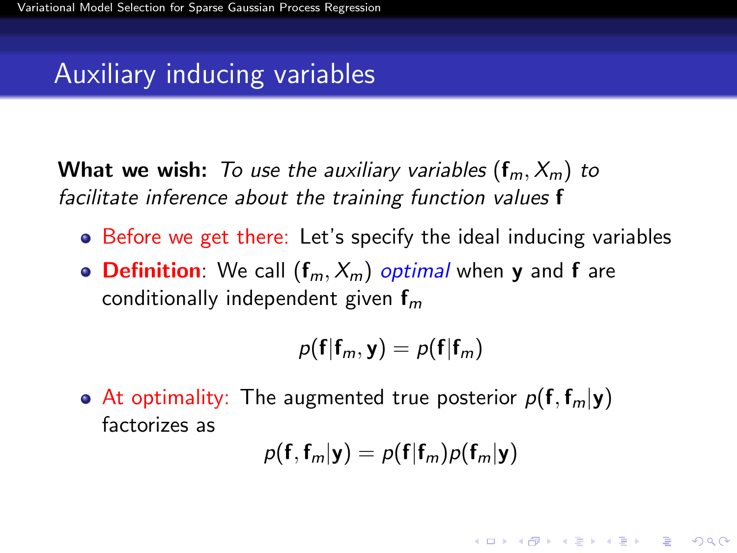## Auxiliary inducing variables

**What we wish:** *To use the auxiliary variables* $(\mathbf{f}_m, X_m)$ *to facilitate inference about the training function values* $\mathbf{f}$

- Before we get there: Let's specify the ideal inducing variables
- **Definition**: We call $(\mathbf{f}_m, X_m)$ *optimal* when $\mathbf{y}$ and $\mathbf{f}$ are conditionally independent given $\mathbf{f}_m$

$$p(\mathbf{f}|\mathbf{f}_m, \mathbf{y}) = p(\mathbf{f}|\mathbf{f}_m)$$

- At optimality: The augmented true posterior $p(\mathbf{f}, \mathbf{f}_m|\mathbf{y})$ factorizes as

$$p(\mathbf{f}, \mathbf{f}_m|\mathbf{y}) = p(\mathbf{f}|\mathbf{f}_m)p(\mathbf{f}_m|\mathbf{y})$$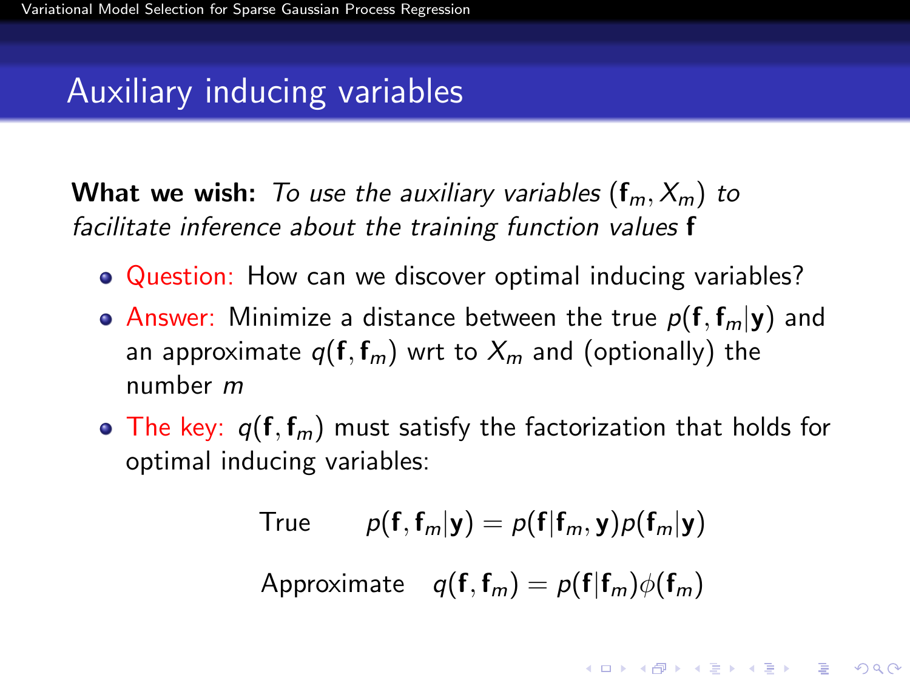# Auxiliary inducing variables

**What we wish:** *To use the auxiliary variables* $(\mathbf{f}_m, X_m)$ *to facilitate inference about the training function values* $\mathbf{f}$

- Question: How can we discover optimal inducing variables?
- Answer: Minimize a distance between the true $p(\mathbf{f}, \mathbf{f}_m|\mathbf{y})$ and an approximate $q(\mathbf{f}, \mathbf{f}_m)$ wrt to $X_m$ and (optionally) the number $m$
- The key: $q(\mathbf{f}, \mathbf{f}_m)$ must satisfy the factorization that holds for optimal inducing variables:

$$\text{True} \quad p(\mathbf{f}, \mathbf{f}_m|\mathbf{y}) = p(\mathbf{f}|\mathbf{f}_m, \mathbf{y})p(\mathbf{f}_m|\mathbf{y})$$

$$\text{Approximate} \quad q(\mathbf{f}, \mathbf{f}_m) = p(\mathbf{f}|\mathbf{f}_m)\phi(\mathbf{f}_m)$$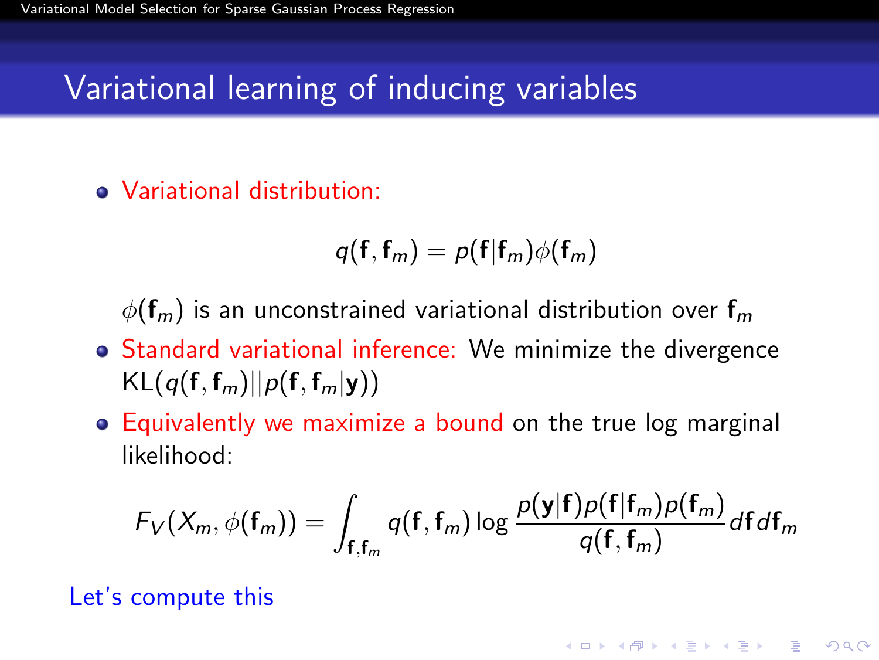## Variational learning of inducing variables

- Variational distribution:

$$q(\mathbf{f}, \mathbf{f}_m) = p(\mathbf{f}|\mathbf{f}_m)\phi(\mathbf{f}_m)$$

  $\phi(\mathbf{f}_m)$ is an unconstrained variational distribution over $\mathbf{f}_m$

- Standard variational inference: We minimize the divergence $\text{KL}(q(\mathbf{f}, \mathbf{f}_m)||p(\mathbf{f}, \mathbf{f}_m|\mathbf{y}))$
- Equivalently we maximize a bound on the true log marginal likelihood:

$$F_V(X_m, \phi(\mathbf{f}_m)) = \int_{\mathbf{f}, \mathbf{f}_m} q(\mathbf{f}, \mathbf{f}_m) \log \frac{p(\mathbf{y}|\mathbf{f})p(\mathbf{f}|\mathbf{f}_m)p(\mathbf{f}_m)}{q(\mathbf{f}, \mathbf{f}_m)} d\mathbf{f} d\mathbf{f}_m$$

Let's compute this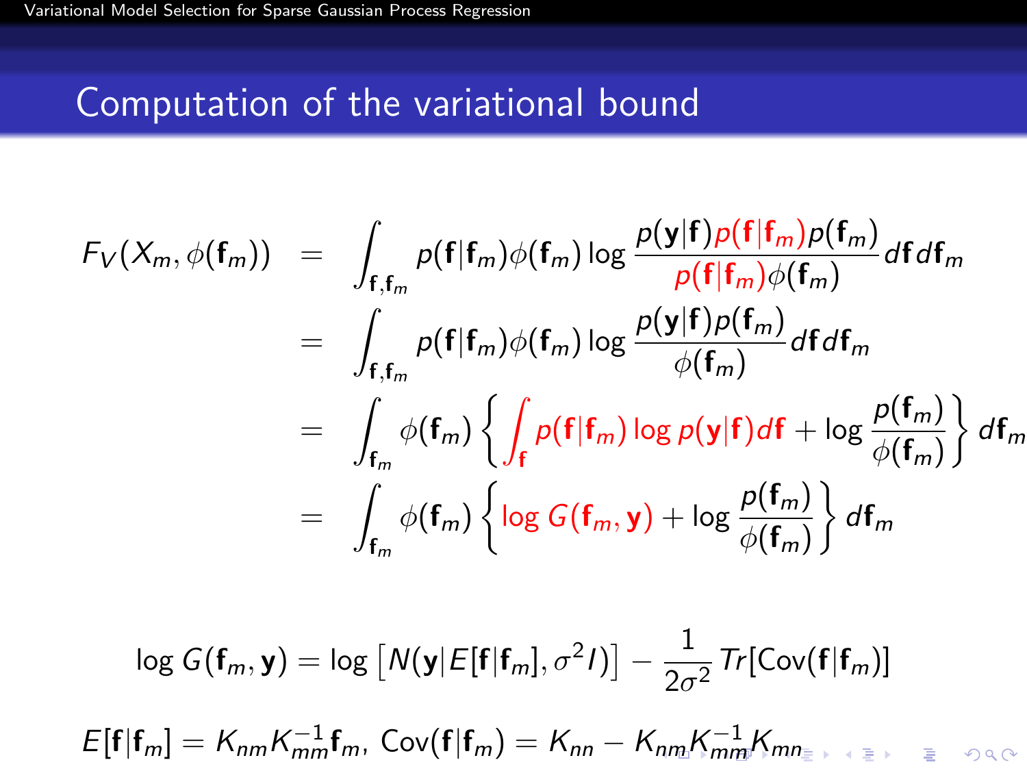## Computation of the variational bound

$$
\begin{aligned}
F_V(X_m, \phi(\mathbf{f}_m)) &= \int_{\mathbf{f},\mathbf{f}_m} p(\mathbf{f}|\mathbf{f}_m)\phi(\mathbf{f}_m) \log \frac{p(\mathbf{y}|\mathbf{f}) p(\mathbf{f}|\mathbf{f}_m) p(\mathbf{f}_m)}{p(\mathbf{f}|\mathbf{f}_m)\phi(\mathbf{f}_m)} d\mathbf{f} d\mathbf{f}_m \\
&= \int_{\mathbf{f},\mathbf{f}_m} p(\mathbf{f}|\mathbf{f}_m)\phi(\mathbf{f}_m) \log \frac{p(\mathbf{y}|\mathbf{f}) p(\mathbf{f}_m)}{\phi(\mathbf{f}_m)} d\mathbf{f} d\mathbf{f}_m \\
&= \int_{\mathbf{f}_m} \phi(\mathbf{f}_m) \left\{ \int_{\mathbf{f}} p(\mathbf{f}|\mathbf{f}_m) \log p(\mathbf{y}|\mathbf{f}) d\mathbf{f} + \log \frac{p(\mathbf{f}_m)}{\phi(\mathbf{f}_m)} \right\} d\mathbf{f}_m \\
&= \int_{\mathbf{f}_m} \phi(\mathbf{f}_m) \left\{ \log G(\mathbf{f}_m, \mathbf{y}) + \log \frac{p(\mathbf{f}_m)}{\phi(\mathbf{f}_m)} \right\} d\mathbf{f}_m
\end{aligned}
$$

$$
\log G(\mathbf{f}_m, \mathbf{y}) = \log \left[ N(\mathbf{y}|E[\mathbf{f}|\mathbf{f}_m], \sigma^2 I) \right] - \frac{1}{2\sigma^2} Tr[\mathrm{Cov}(\mathbf{f}|\mathbf{f}_m)]
$$

$$
E[\mathbf{f}|\mathbf{f}_m] = K_{nm} K_{mm}^{-1} \mathbf{f}_m, \; \mathrm{Cov}(\mathbf{f}|\mathbf{f}_m) = K_{nn} - K_{nm} K_{mm}^{-1} K_{mn}
$$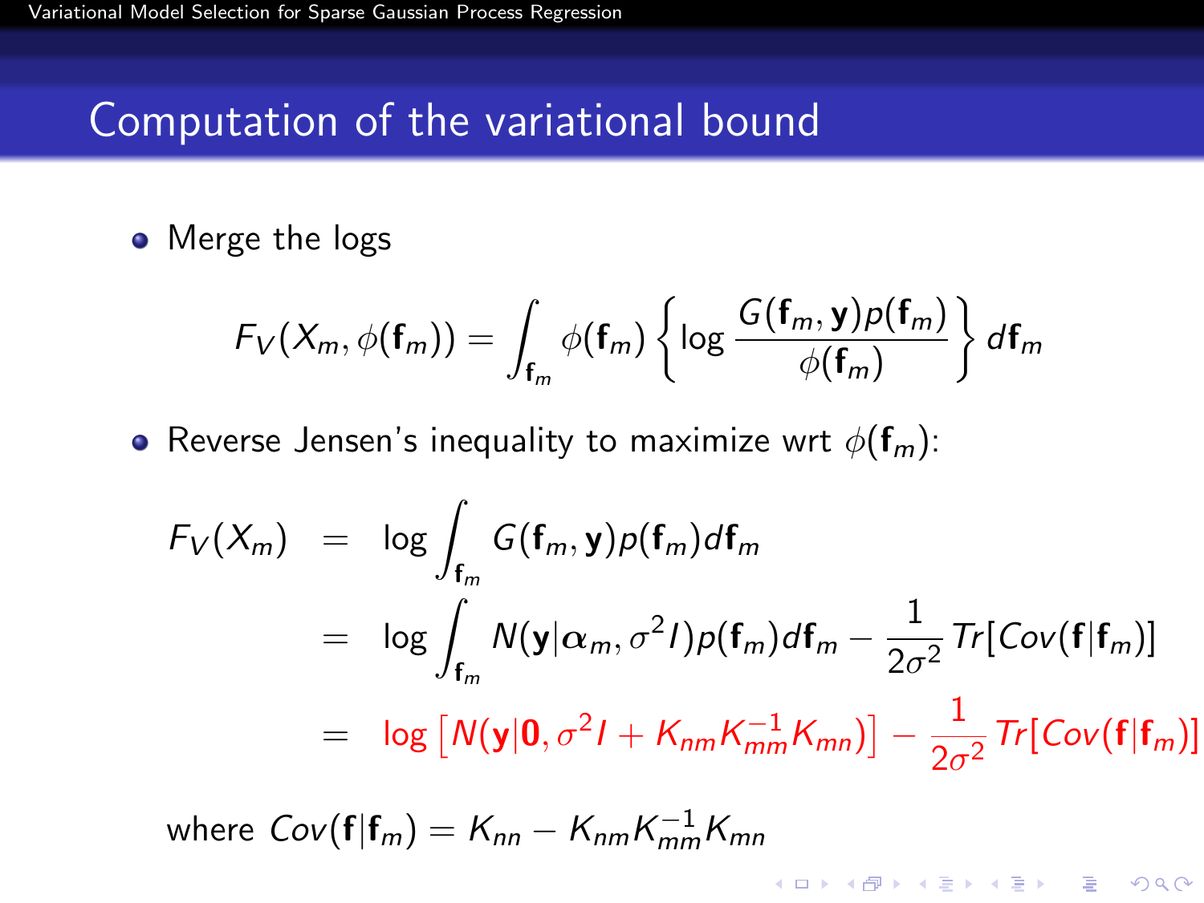# Computation of the variational bound

- Merge the logs

$$F_V(X_m, \phi(\mathbf{f}_m)) = \int_{\mathbf{f}_m} \phi(\mathbf{f}_m) \left\{ \log \frac{G(\mathbf{f}_m, \mathbf{y}) p(\mathbf{f}_m)}{\phi(\mathbf{f}_m)} \right\} d\mathbf{f}_m$$

- Reverse Jensen's inequality to maximize wrt $\phi(\mathbf{f}_m)$:

$$\begin{aligned} F_V(X_m) &= \log \int_{\mathbf{f}_m} G(\mathbf{f}_m, \mathbf{y}) p(\mathbf{f}_m) d\mathbf{f}_m \\ &= \log \int_{\mathbf{f}_m} N(\mathbf{y} | \boldsymbol{\alpha}_m, \sigma^2 I) p(\mathbf{f}_m) d\mathbf{f}_m - \frac{1}{2\sigma^2} Tr[Cov(\mathbf{f} | \mathbf{f}_m)] \\ &= \log \left[ N(\mathbf{y} | \mathbf{0}, \sigma^2 I + K_{nm} K_{mm}^{-1} K_{mn}) \right] - \frac{1}{2\sigma^2} Tr[Cov(\mathbf{f} | \mathbf{f}_m)] \end{aligned}$$

where $Cov(\mathbf{f} | \mathbf{f}_m) = K_{nn} - K_{nm} K_{mm}^{-1} K_{mn}$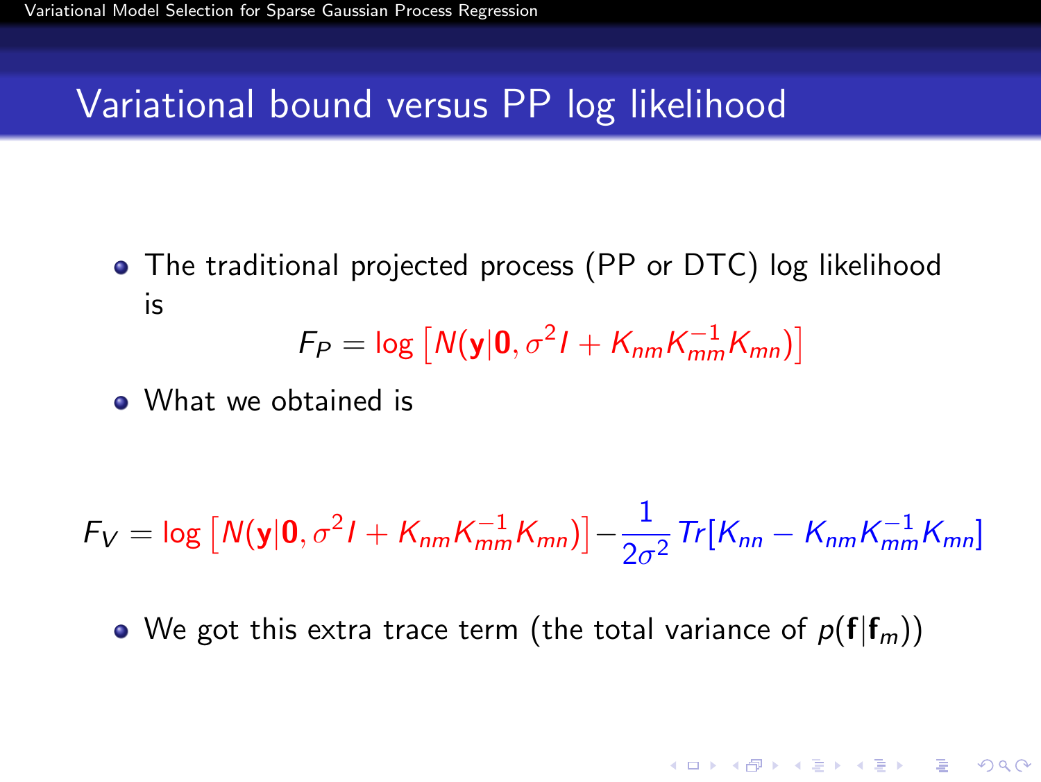# Variational bound versus PP log likelihood

- The traditional projected process (PP or DTC) log likelihood is

$$F_P = \log \left[ N(\mathbf{y}|\mathbf{0}, \sigma^2 I + K_{nm} K_{mm}^{-1} K_{mn}) \right]$$

- What we obtained is

$$F_V = \log \left[ N(\mathbf{y}|\mathbf{0}, \sigma^2 I + K_{nm} K_{mm}^{-1} K_{mn}) \right] - \frac{1}{2\sigma^2} Tr[K_{nn} - K_{nm} K_{mm}^{-1} K_{mn}]$$

- We got this extra trace term (the total variance of $p(\mathbf{f}|\mathbf{f}_m)$)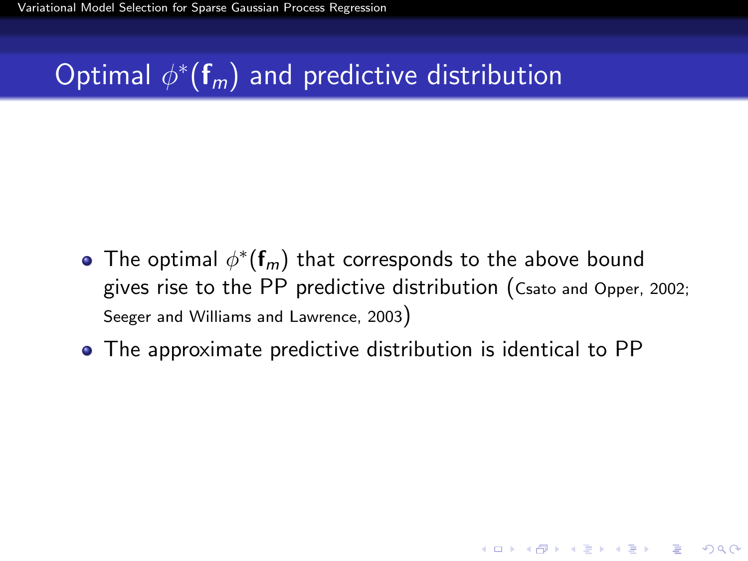## Optimal $\phi^*(\mathbf{f}_m)$ and predictive distribution

- The optimal $\phi^*(\mathbf{f}_m)$ that corresponds to the above bound gives rise to the PP predictive distribution (Csato and Opper, 2002; Seeger and Williams and Lawrence, 2003)
- The approximate predictive distribution is identical to PP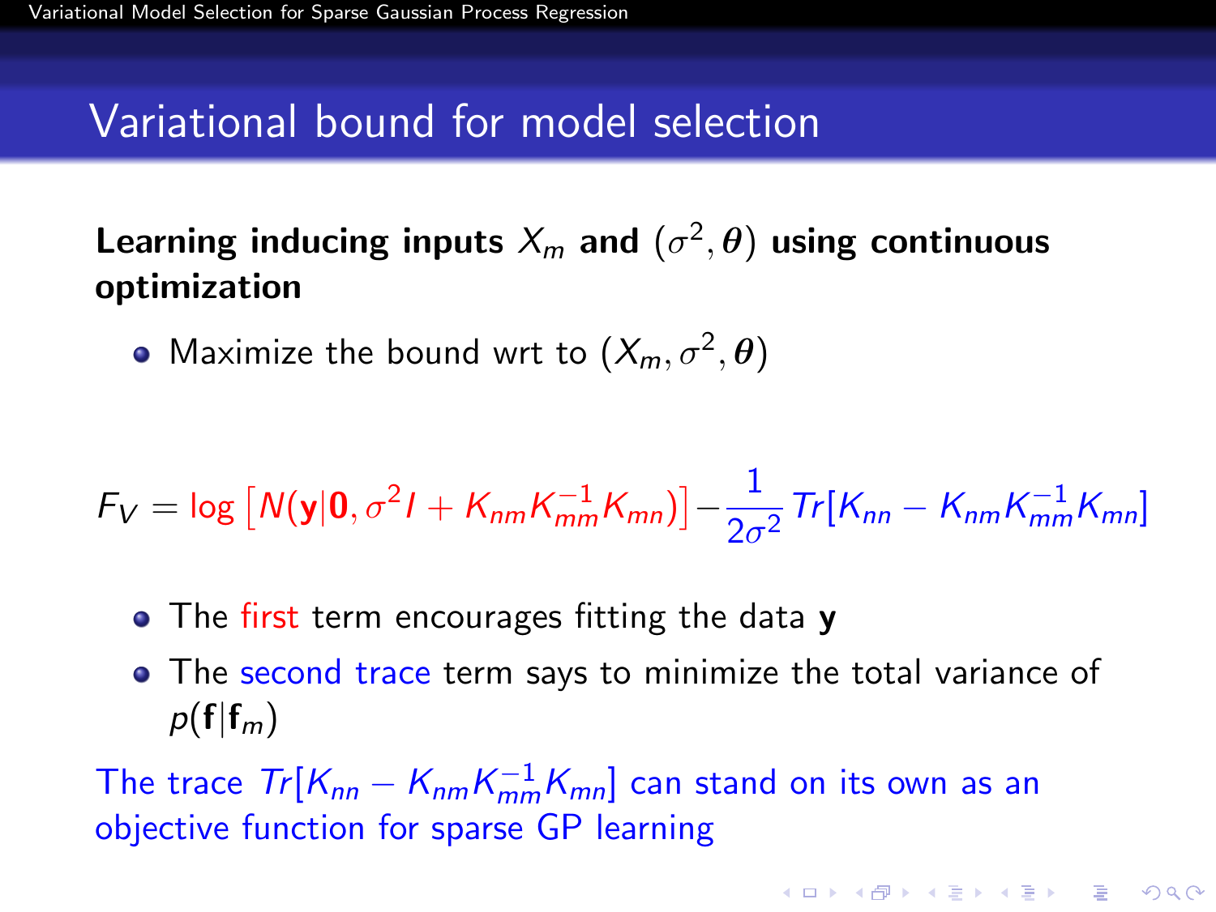## Variational bound for model selection

**Learning inducing inputs $X_m$ and $(\sigma^2, \boldsymbol{\theta})$ using continuous optimization**

- Maximize the bound wrt to $(X_m, \sigma^2, \boldsymbol{\theta})$

$$F_V = \log \left[ N(\mathbf{y}|\mathbf{0}, \sigma^2 I + K_{nm} K_{mm}^{-1} K_{mn}) \right] - \frac{1}{2\sigma^2} Tr[K_{nn} - K_{nm} K_{mm}^{-1} K_{mn}]$$

- The first term encourages fitting the data $\mathbf{y}$
- The second trace term says to minimize the total variance of $p(\mathbf{f}|\mathbf{f}_m)$

The trace $Tr[K_{nn} - K_{nm} K_{mm}^{-1} K_{mn}]$ can stand on its own as an objective function for sparse GP learning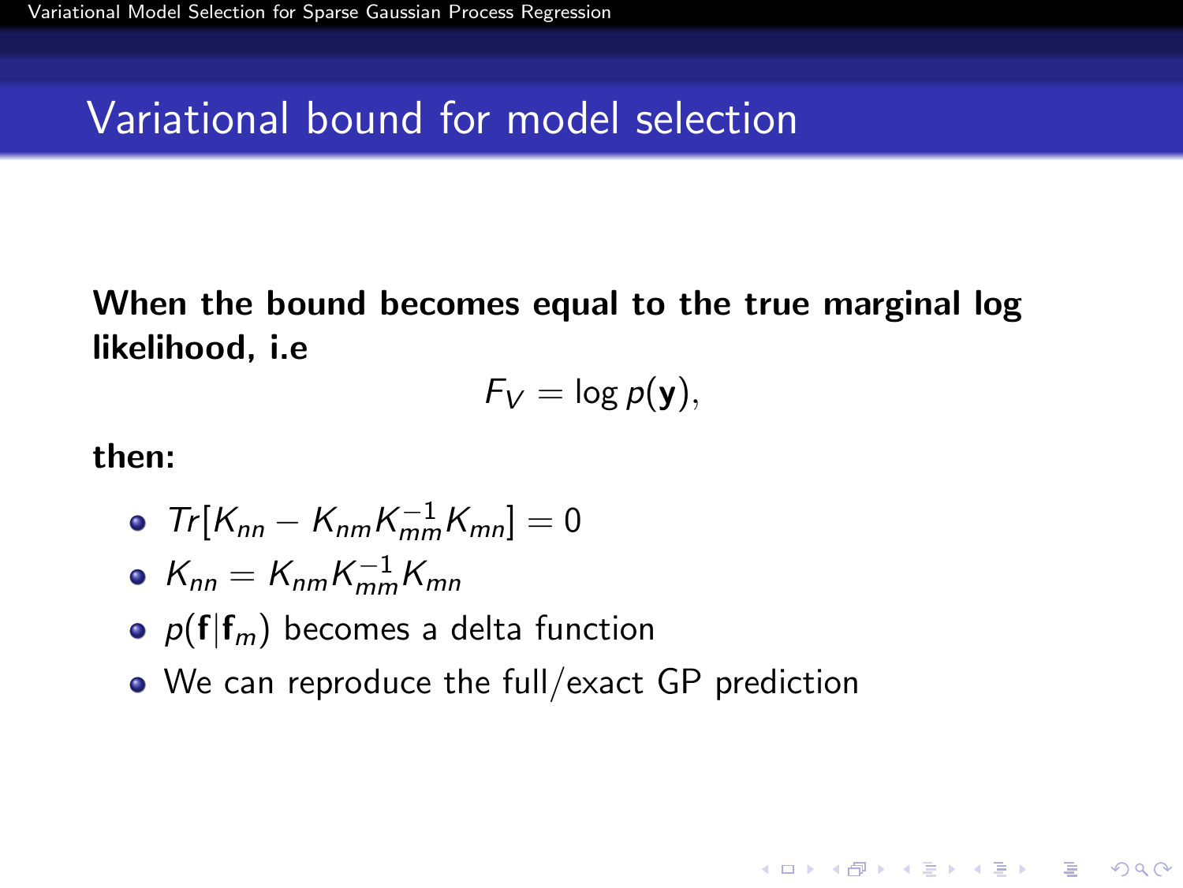## Variational bound for model selection

**When the bound becomes equal to the true marginal log likelihood, i.e**

$$F_V = \log p(\mathbf{y}),$$

**then:**

- $Tr[K_{nn} - K_{nm}K_{mm}^{-1}K_{mn}] = 0$
- $K_{nn} = K_{nm}K_{mm}^{-1}K_{mn}$
- $p(\mathbf{f}|\mathbf{f}_m)$ becomes a delta function
- We can reproduce the full/exact GP prediction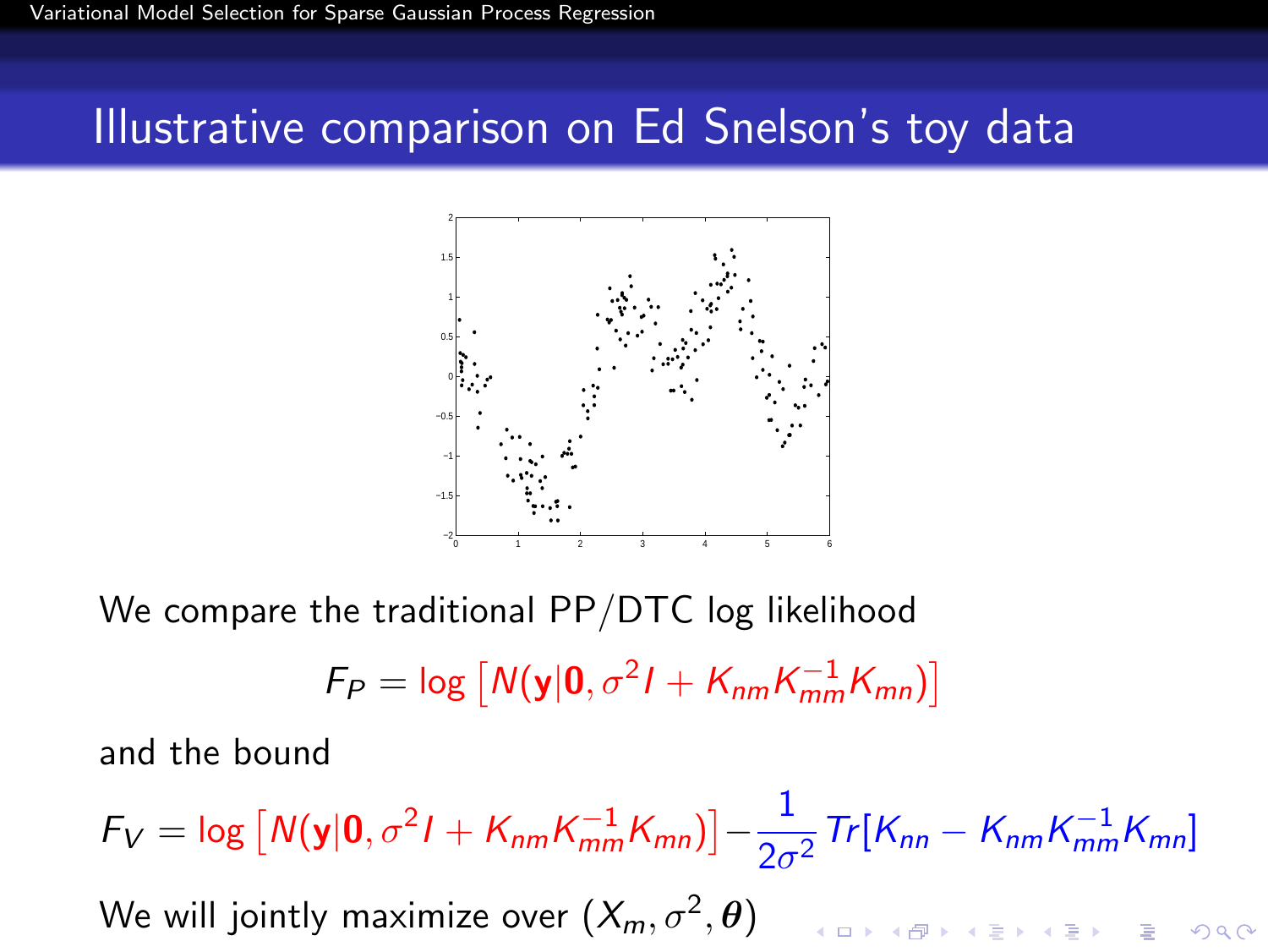## Illustrative comparison on Ed Snelson's toy data

We compare the traditional PP/DTC log likelihood

$$F_P = \log \left[ N(\mathbf{y}|\mathbf{0}, \sigma^2 I + K_{nm} K_{mm}^{-1} K_{mn}) \right]$$

and the bound

$$F_V = \log \left[ N(\mathbf{y}|\mathbf{0}, \sigma^2 I + K_{nm} K_{mm}^{-1} K_{mn}) \right] - \frac{1}{2\sigma^2} Tr[K_{nn} - K_{nm} K_{mm}^{-1} K_{mn}]$$

We will jointly maximize over $(X_m, \sigma^2, \boldsymbol{\theta})$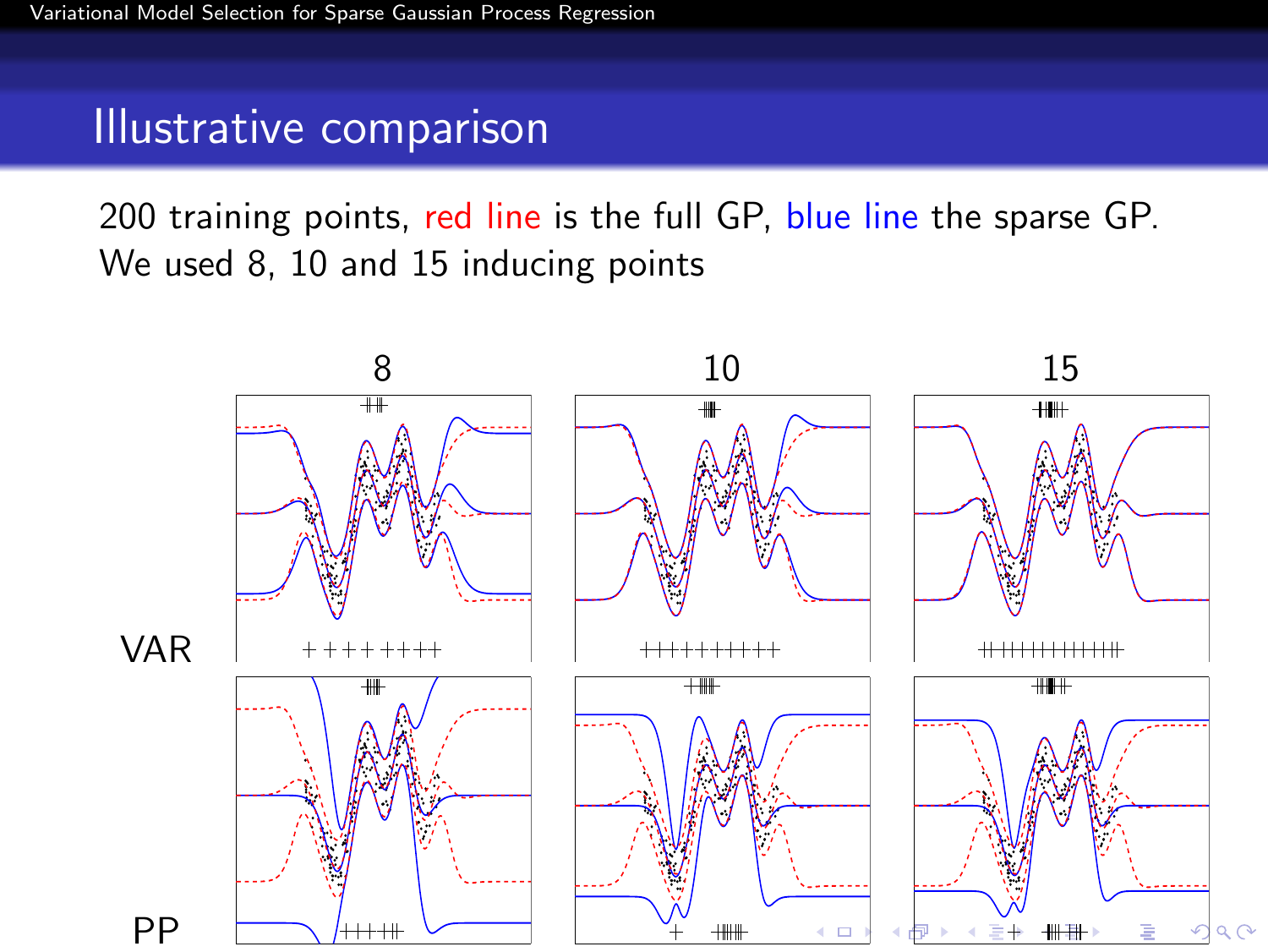## Illustrative comparison

200 training points, red line is the full GP, blue line the sparse GP. We used 8, 10 and 15 inducing points

|  | 8 | 10 | 15 |
|---|---|---|---|
| VAR |  |  |  |
| PP |  |  |  |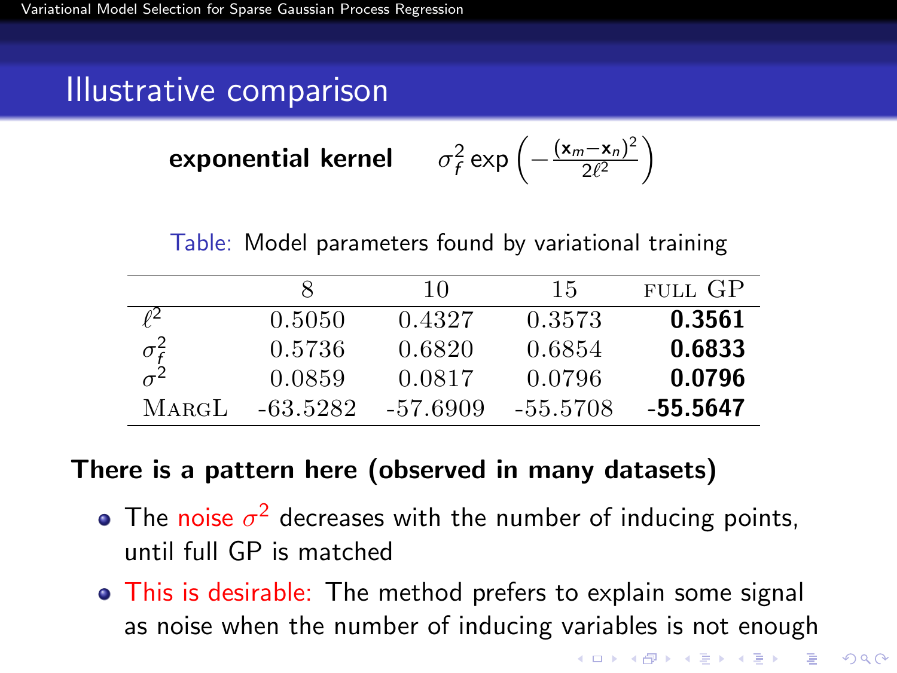# Illustrative comparison

**exponential kernel** $\sigma_f^2 \exp\left(-\frac{(\mathbf{x}_m - \mathbf{x}_n)^2}{2\ell^2}\right)$

Table: Model parameters found by variational training

| | 8 | 10 | 15 | FULL GP |
|---|---|---|---|---|
| $\ell^2$ | 0.5050 | 0.4327 | 0.3573 | **0.3561** |
| $\sigma_f^2$ | 0.5736 | 0.6820 | 0.6854 | **0.6833** |
| $\sigma^2$ | 0.0859 | 0.0817 | 0.0796 | **0.0796** |
| MargL | -63.5282 | -57.6909 | -55.5708 | **-55.5647** |

**There is a pattern here (observed in many datasets)**

- The noise $\sigma^2$ decreases with the number of inducing points, until full GP is matched
- This is desirable: The method prefers to explain some signal as noise when the number of inducing variables is not enough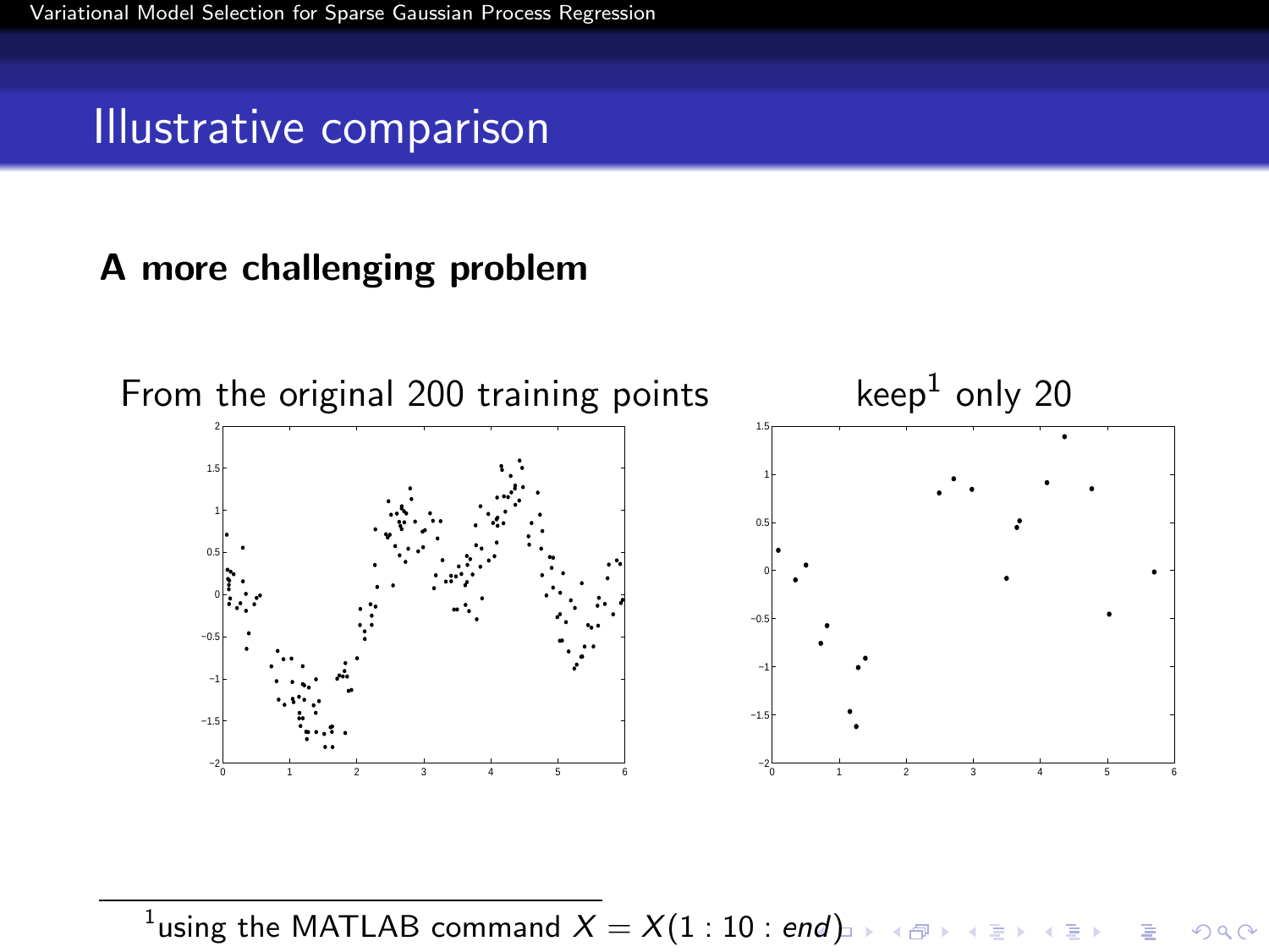## Illustrative comparison

**A more challenging problem**

From the original 200 training points

keep[1] only 20

[1] using the MATLAB command $X = X(1:10:end)$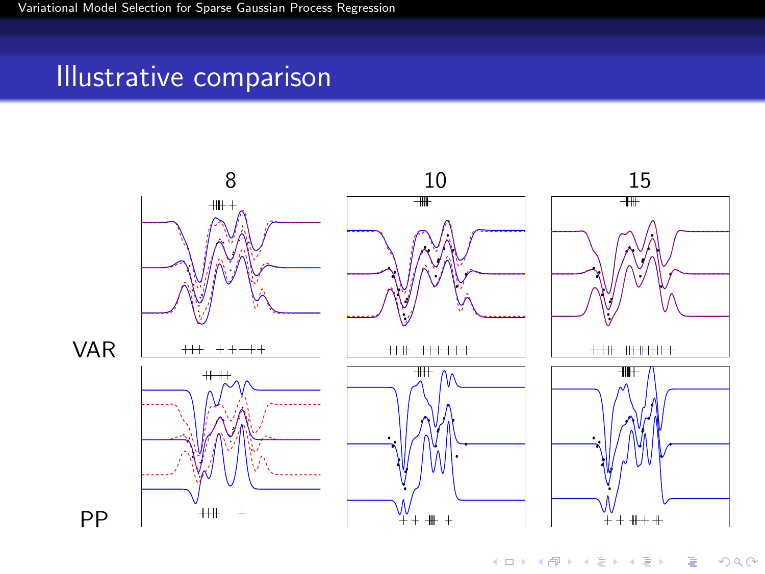# Illustrative comparison

8 10 15

VAR

PP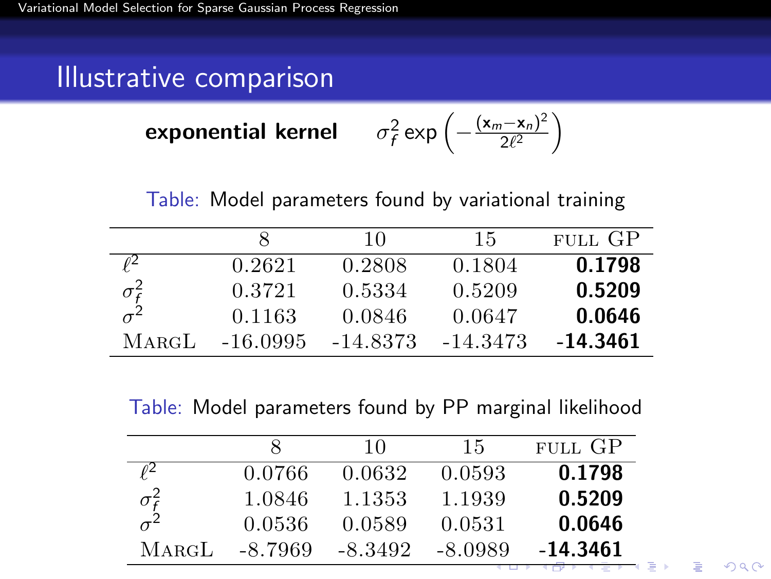## Illustrative comparison

**exponential kernel** $\sigma_f^2 \exp\left(-\frac{(\mathbf{x}_m - \mathbf{x}_n)^2}{2\ell^2}\right)$

Table: Model parameters found by variational training

| | 8 | 10 | 15 | FULL GP |
|---|---|---|---|---|
| $\ell^2$ | 0.2621 | 0.2808 | 0.1804 | **0.1798** |
| $\sigma_f^2$ | 0.3721 | 0.5334 | 0.5209 | **0.5209** |
| $\sigma^2$ | 0.1163 | 0.0846 | 0.0647 | **0.0646** |
| MargL | -16.0995 | -14.8373 | -14.3473 | **-14.3461** |

Table: Model parameters found by PP marginal likelihood

| | 8 | 10 | 15 | FULL GP |
|---|---|---|---|---|
| $\ell^2$ | 0.0766 | 0.0632 | 0.0593 | **0.1798** |
| $\sigma_f^2$ | 1.0846 | 1.1353 | 1.1939 | **0.5209** |
| $\sigma^2$ | 0.0536 | 0.0589 | 0.0531 | **0.0646** |
| MargL | -8.7969 | -8.3492 | -8.0989 | **-14.3461** |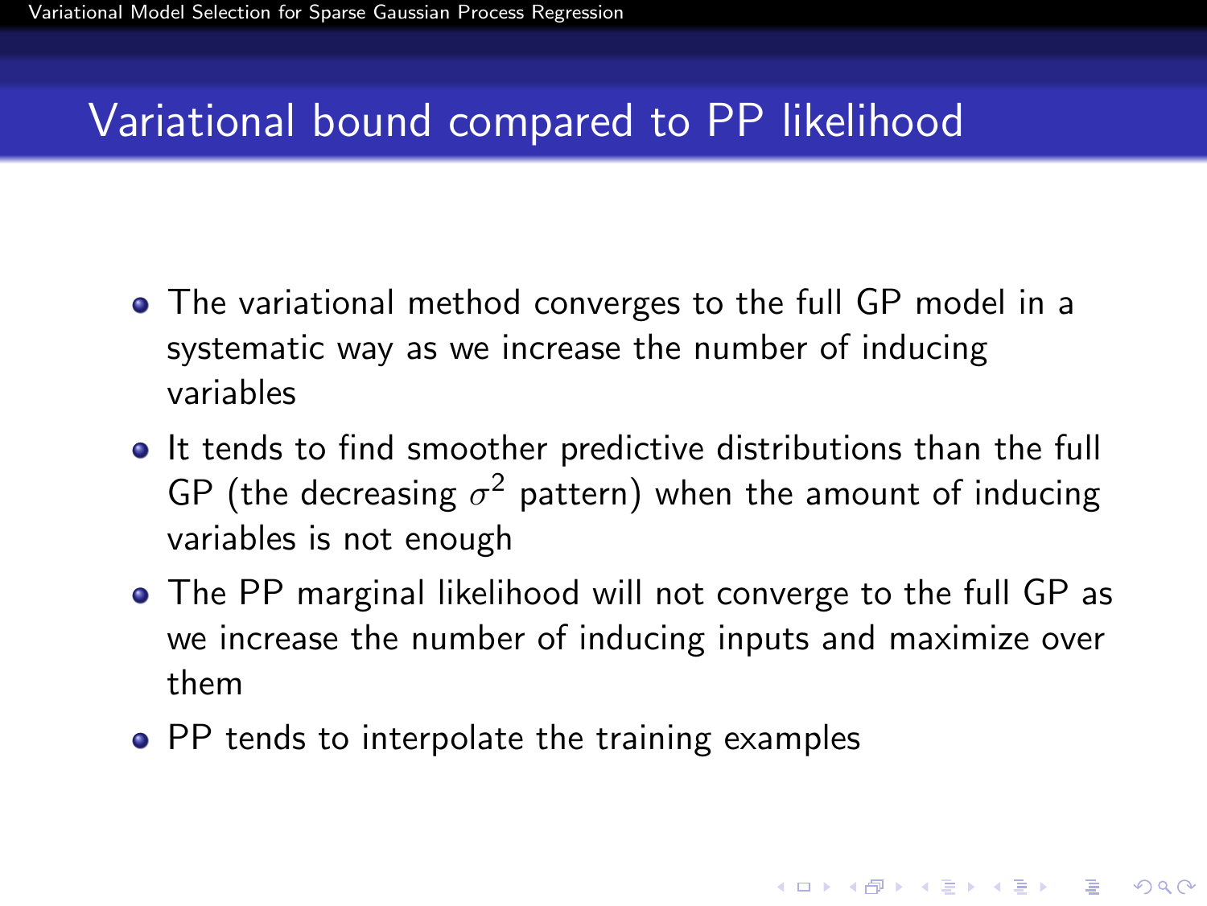## Variational bound compared to PP likelihood

- The variational method converges to the full GP model in a systematic way as we increase the number of inducing variables
- It tends to find smoother predictive distributions than the full GP (the decreasing $\sigma^2$ pattern) when the amount of inducing variables is not enough
- The PP marginal likelihood will not converge to the full GP as we increase the number of inducing inputs and maximize over them
- PP tends to interpolate the training examples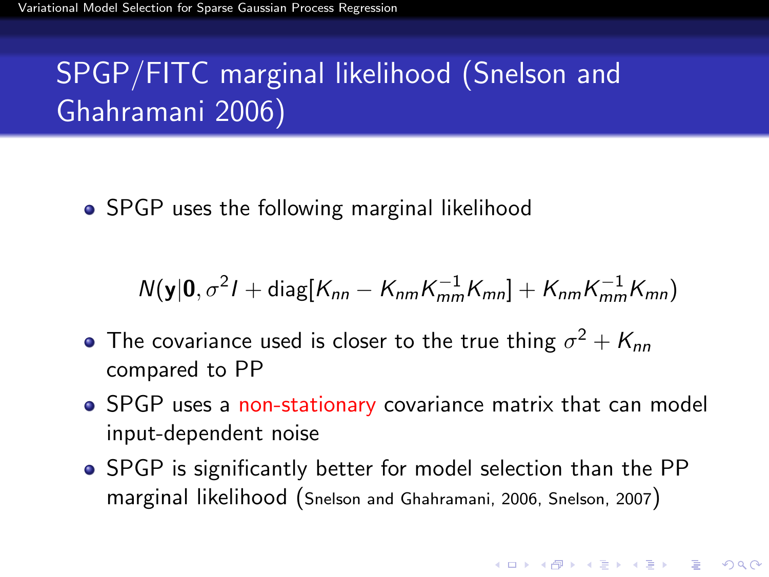# SPGP/FITC marginal likelihood (Snelson and Ghahramani 2006)

- SPGP uses the following marginal likelihood

$$N(\mathbf{y}|\mathbf{0}, \sigma^2 I + \text{diag}[K_{nn} - K_{nm}K_{mm}^{-1}K_{mn}] + K_{nm}K_{mm}^{-1}K_{mn})$$

- The covariance used is closer to the true thing $\sigma^2 + K_{nn}$ compared to PP
- SPGP uses a non-stationary covariance matrix that can model input-dependent noise
- SPGP is significantly better for model selection than the PP marginal likelihood (Snelson and Ghahramani, 2006, Snelson, 2007)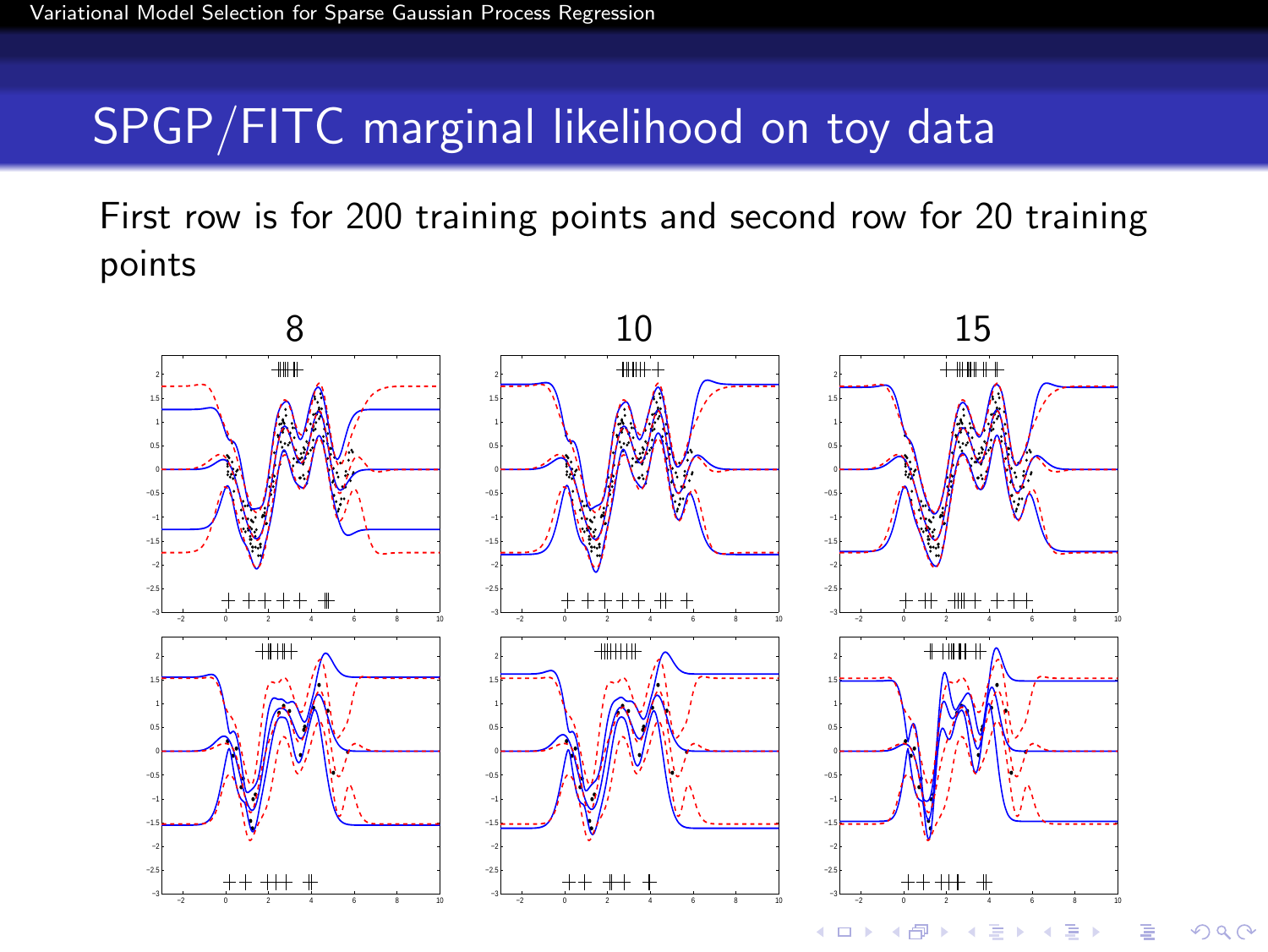# SPGP/FITC marginal likelihood on toy data

First row is for 200 training points and second row for 20 training points

8

10

15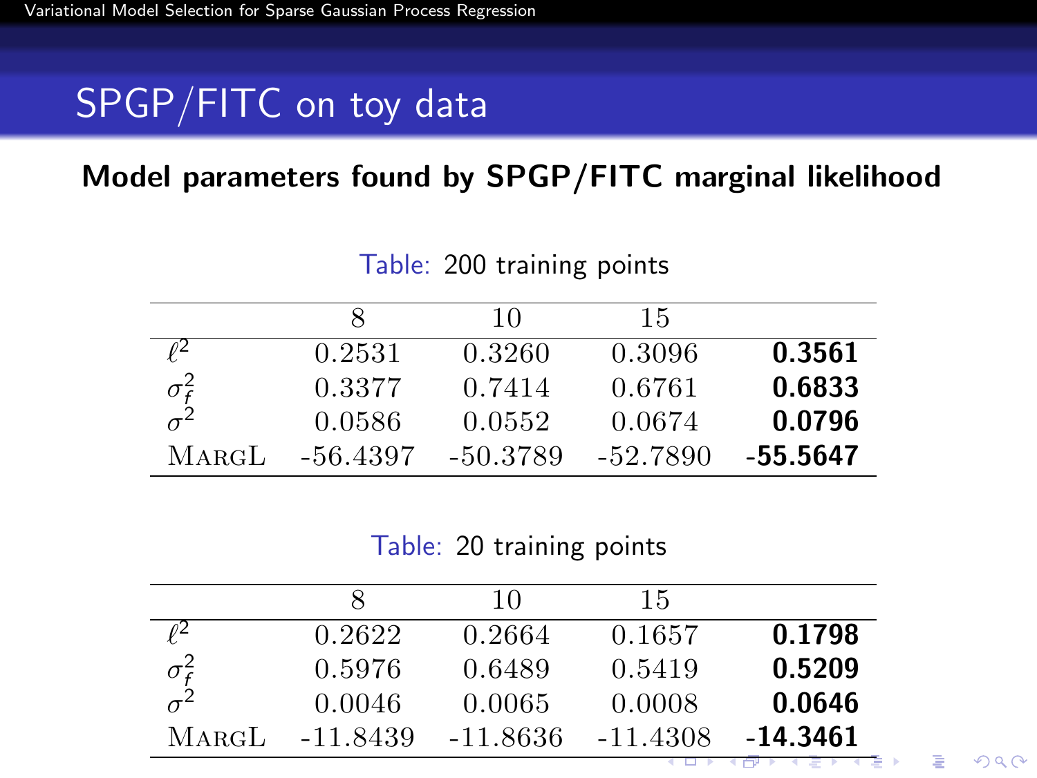# SPGP/FITC on toy data

## Model parameters found by SPGP/FITC marginal likelihood

Table: 200 training points

| | 8 | 10 | 15 | |
|---|---|---|---|---|
| $\ell^2$ | 0.2531 | 0.3260 | 0.3096 | **0.3561** |
| $\sigma_f^2$ | 0.3377 | 0.7414 | 0.6761 | **0.6833** |
| $\sigma^2$ | 0.0586 | 0.0552 | 0.0674 | **0.0796** |
| MargL | -56.4397 | -50.3789 | -52.7890 | **-55.5647** |

Table: 20 training points

| | 8 | 10 | 15 | |
|---|---|---|---|---|
| $\ell^2$ | 0.2622 | 0.2664 | 0.1657 | **0.1798** |
| $\sigma_f^2$ | 0.5976 | 0.6489 | 0.5419 | **0.5209** |
| $\sigma^2$ | 0.0046 | 0.0065 | 0.0008 | **0.0646** |
| MargL | -11.8439 | -11.8636 | -11.4308 | **-14.3461** |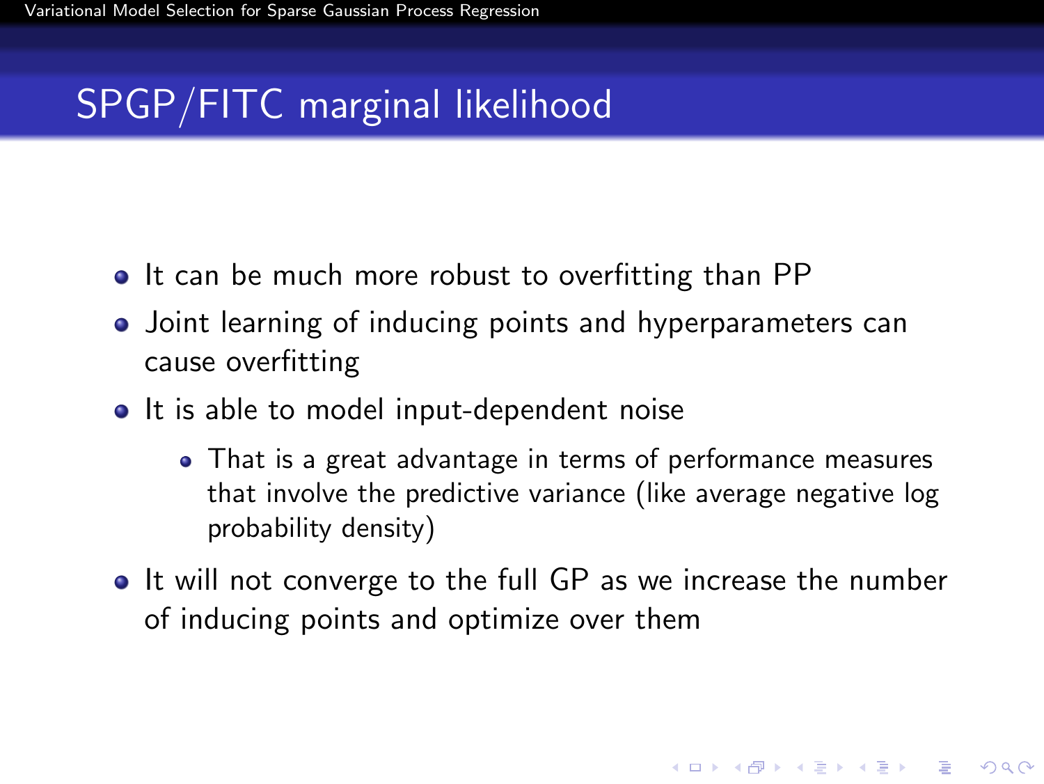# SPGP/FITC marginal likelihood

- It can be much more robust to overfitting than PP
- Joint learning of inducing points and hyperparameters can cause overfitting
- It is able to model input-dependent noise
  - That is a great advantage in terms of performance measures that involve the predictive variance (like average negative log probability density)
- It will not converge to the full GP as we increase the number of inducing points and optimize over them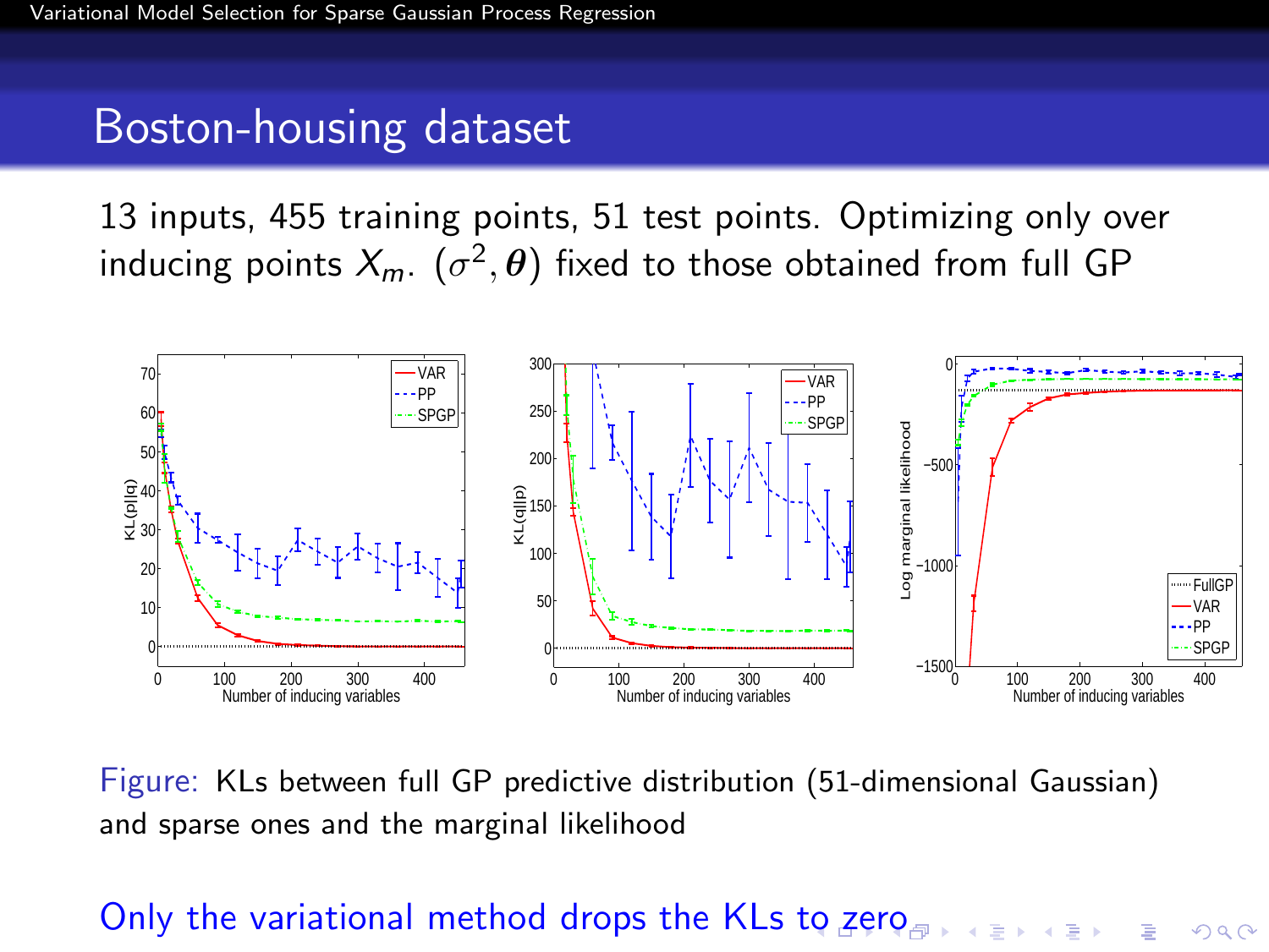# Boston-housing dataset

13 inputs, 455 training points, 51 test points. Optimizing only over inducing points $X_m$. $(\sigma^2, \boldsymbol{\theta})$ fixed to those obtained from full GP

Figure: KLs between full GP predictive distribution (51-dimensional Gaussian) and sparse ones and the marginal likelihood

Only the variational method drops the KLs to zero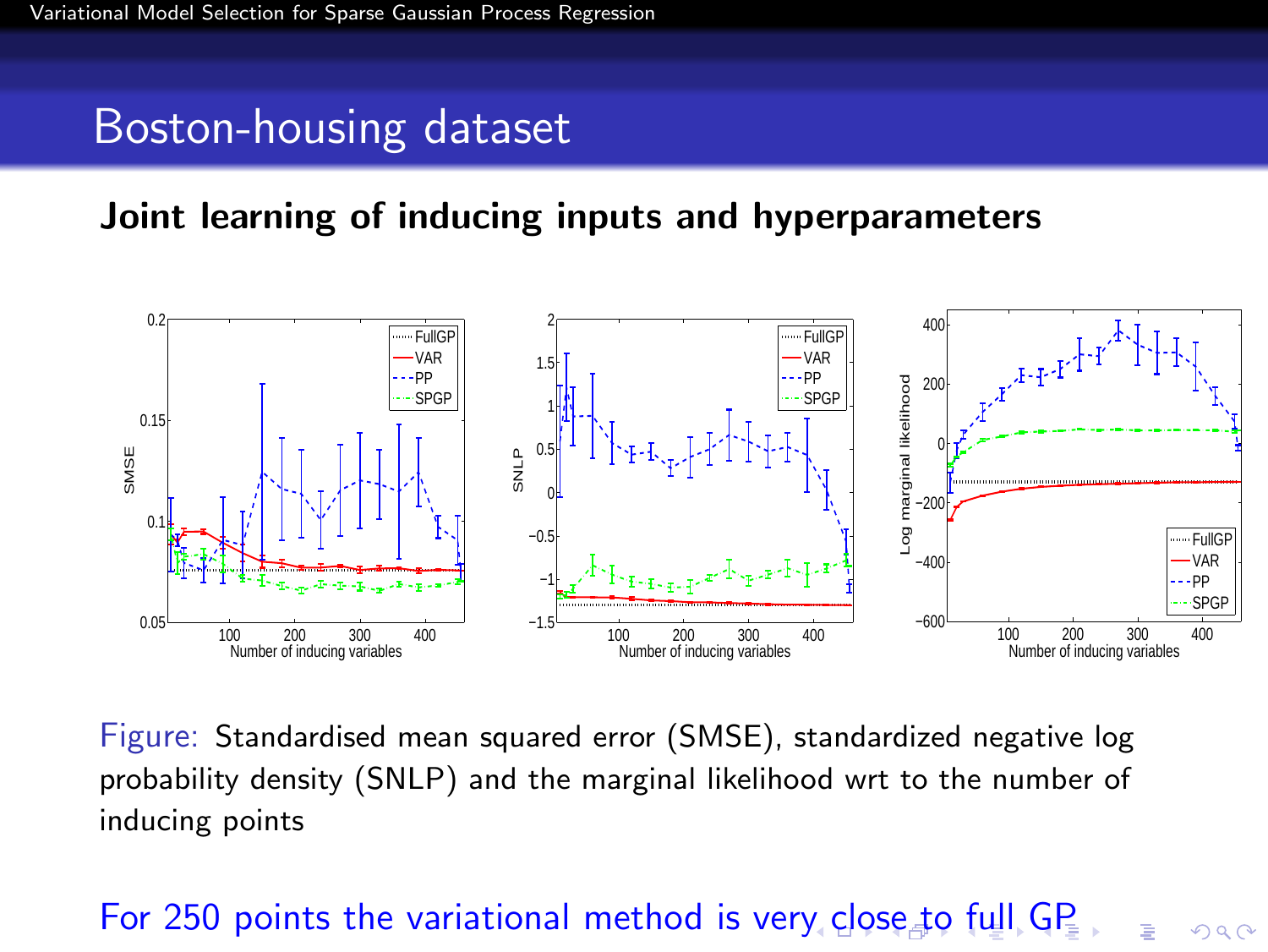# Boston-housing dataset

**Joint learning of inducing inputs and hyperparameters**

Figure: Standardised mean squared error (SMSE), standardized negative log probability density (SNLP) and the marginal likelihood wrt to the number of inducing points

For 250 points the variational method is very close to full GP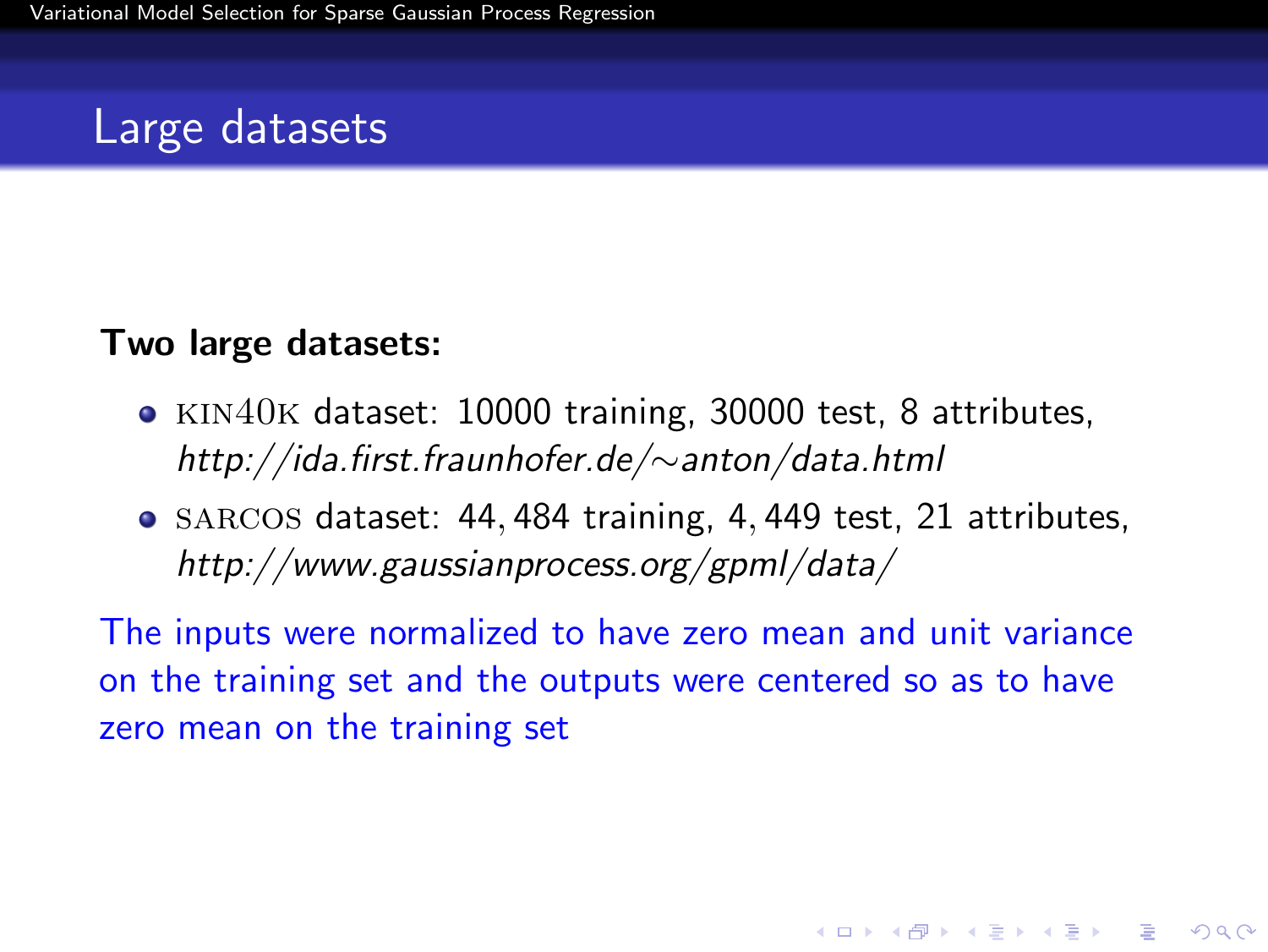# Large datasets

**Two large datasets:**

- KIN40K dataset: 10000 training, 30000 test, 8 attributes, *http://ida.first.fraunhofer.de/∼anton/data.html*
- SARCOS dataset: 44,484 training, 4,449 test, 21 attributes, *http://www.gaussianprocess.org/gpml/data/*

The inputs were normalized to have zero mean and unit variance on the training set and the outputs were centered so as to have zero mean on the training set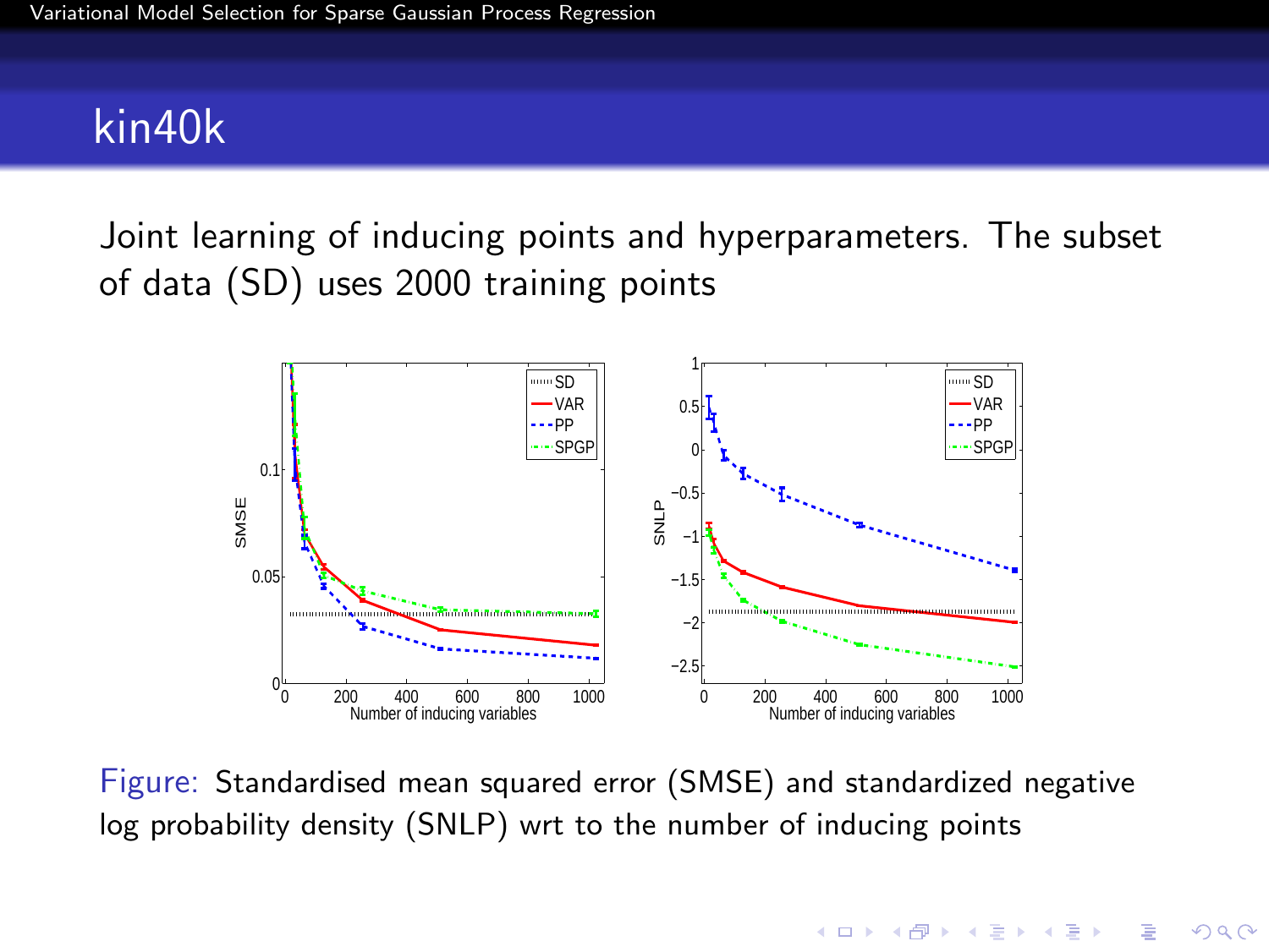## kin40k

Joint learning of inducing points and hyperparameters. The subset of data (SD) uses 2000 training points

Figure: Standardised mean squared error (SMSE) and standardized negative log probability density (SNLP) wrt to the number of inducing points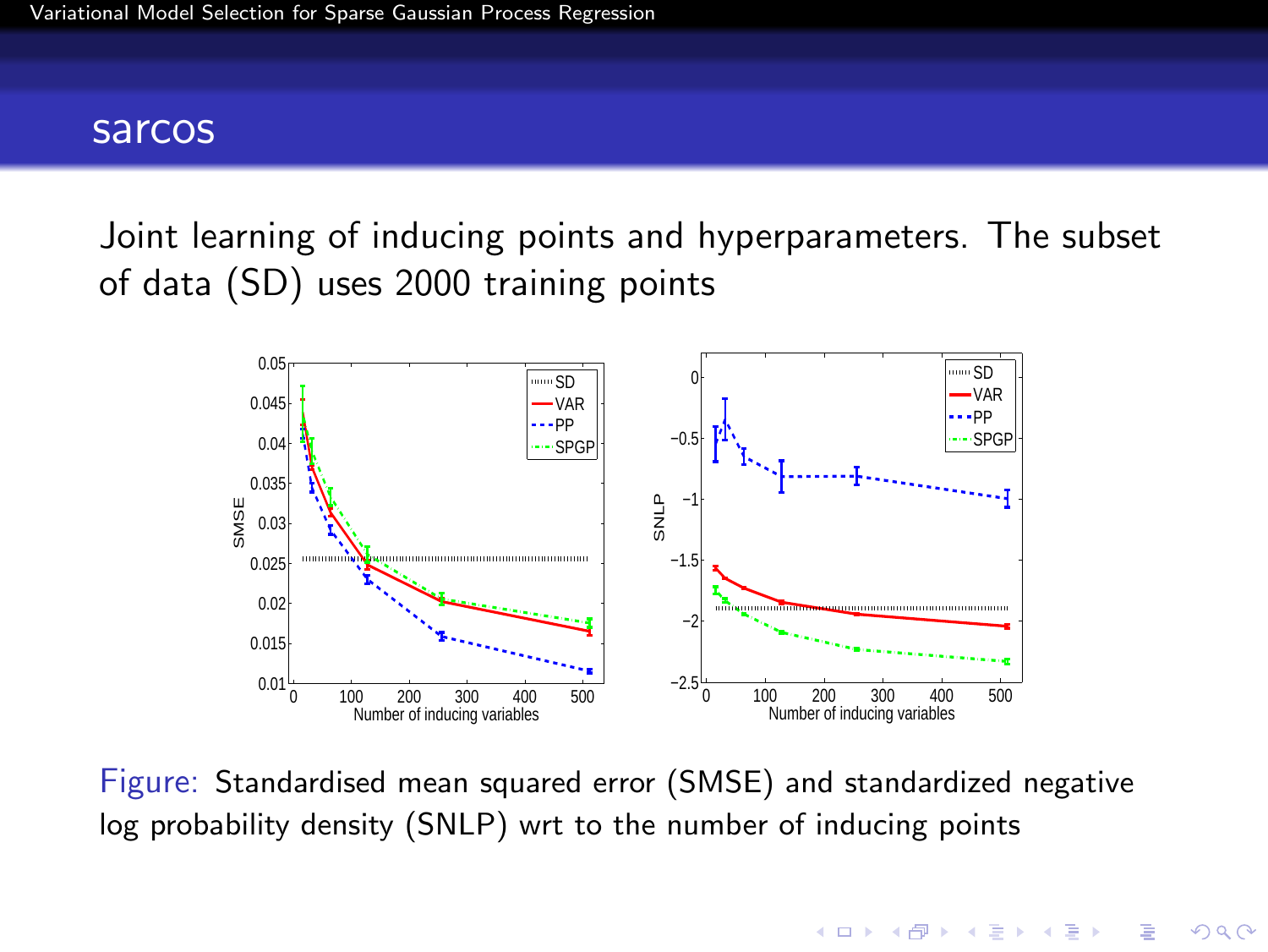## sarcos

Joint learning of inducing points and hyperparameters. The subset of data (SD) uses 2000 training points

Figure: Standardised mean squared error (SMSE) and standardized negative log probability density (SNLP) wrt to the number of inducing points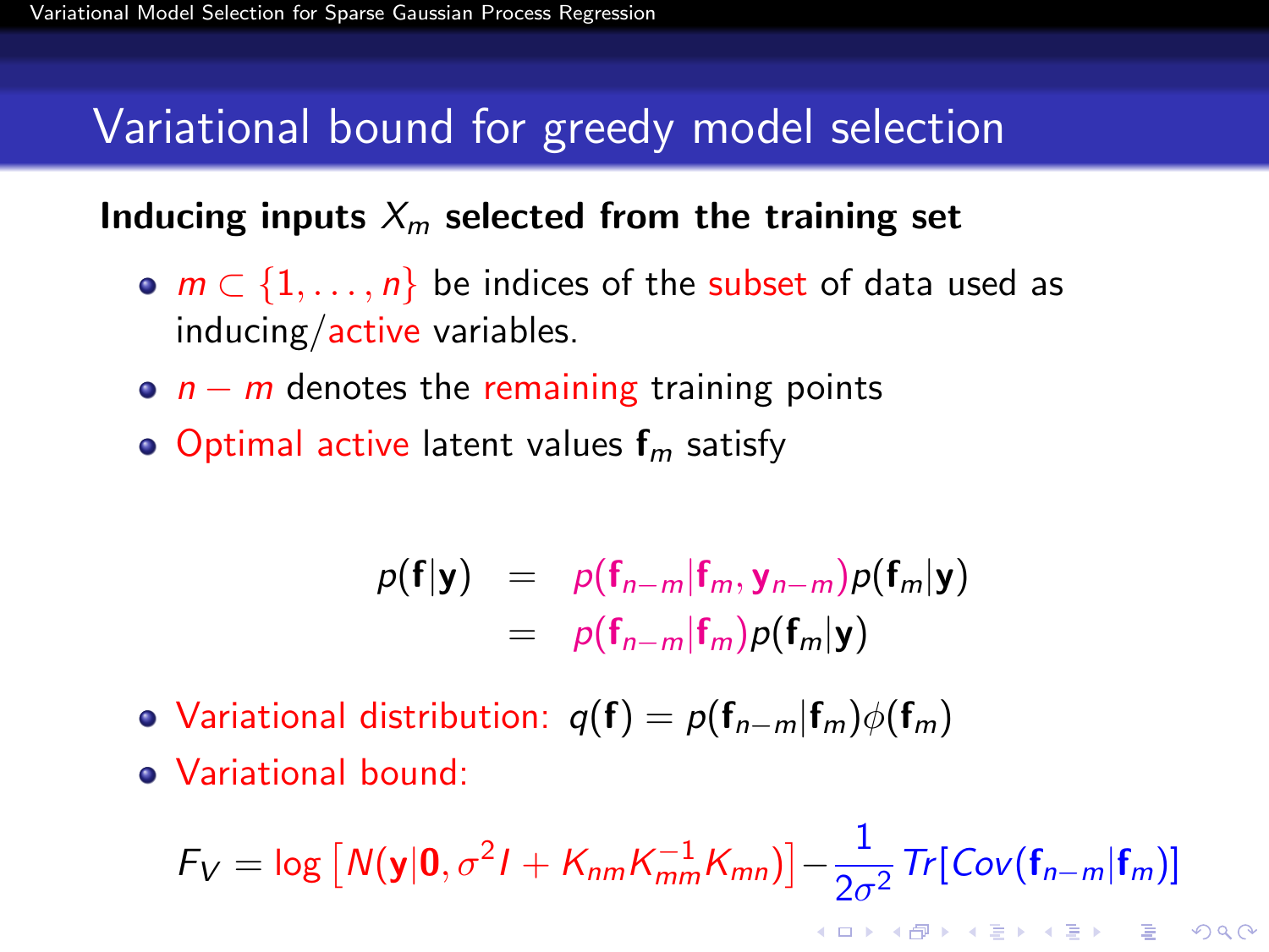# Variational bound for greedy model selection

**Inducing inputs $X_m$ selected from the training set**

- $m \subset \{1, \ldots, n\}$ be indices of the subset of data used as inducing/active variables.
- $n - m$ denotes the remaining training points
- Optimal active latent values $\mathbf{f}_m$ satisfy

$$
\begin{aligned}
p(\mathbf{f}|\mathbf{y}) &= p(\mathbf{f}_{n-m}|\mathbf{f}_m, \mathbf{y}_{n-m}) p(\mathbf{f}_m|\mathbf{y}) \\
&= p(\mathbf{f}_{n-m}|\mathbf{f}_m) p(\mathbf{f}_m|\mathbf{y})
\end{aligned}
$$

- Variational distribution: $q(\mathbf{f}) = p(\mathbf{f}_{n-m}|\mathbf{f}_m)\phi(\mathbf{f}_m)$
- Variational bound:

$$
F_V = \log \left[ N(\mathbf{y}|\mathbf{0}, \sigma^2 I + K_{nm} K_{mm}^{-1} K_{mn}) \right] - \frac{1}{2\sigma^2} Tr[Cov(\mathbf{f}_{n-m}|\mathbf{f}_m)]
$$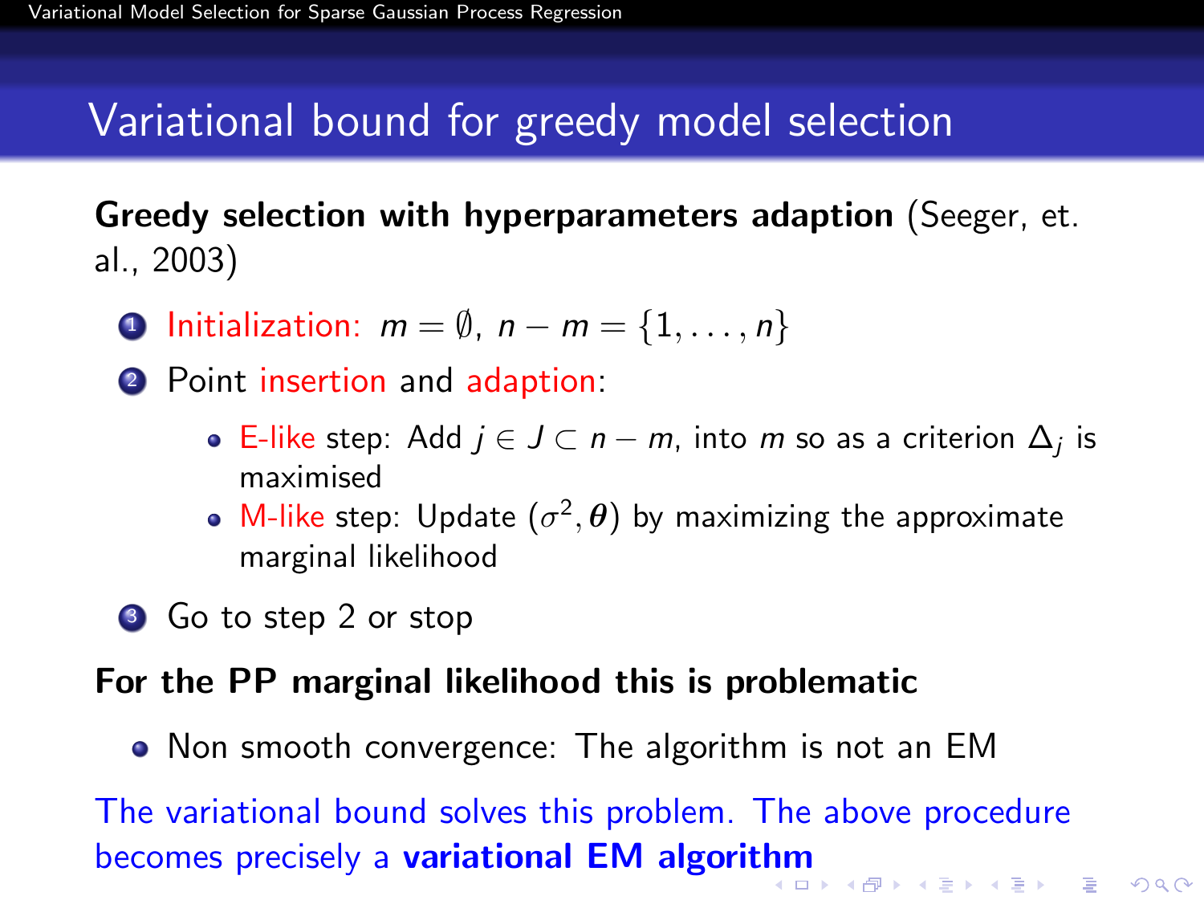# Variational bound for greedy model selection

**Greedy selection with hyperparameters adaption** (Seeger, et. al., 2003)

1. Initialization: $m = \emptyset$, $n - m = \{1, \ldots, n\}$
2. Point insertion and adaption:
   - E-like step: Add $j \in J \subset n - m$, into $m$ so as a criterion $\Delta_j$ is maximised
   - M-like step: Update $(\sigma^2, \boldsymbol{\theta})$ by maximizing the approximate marginal likelihood
3. Go to step 2 or stop

**For the PP marginal likelihood this is problematic**

- Non smooth convergence: The algorithm is not an EM

The variational bound solves this problem. The above procedure becomes precisely a **variational EM algorithm**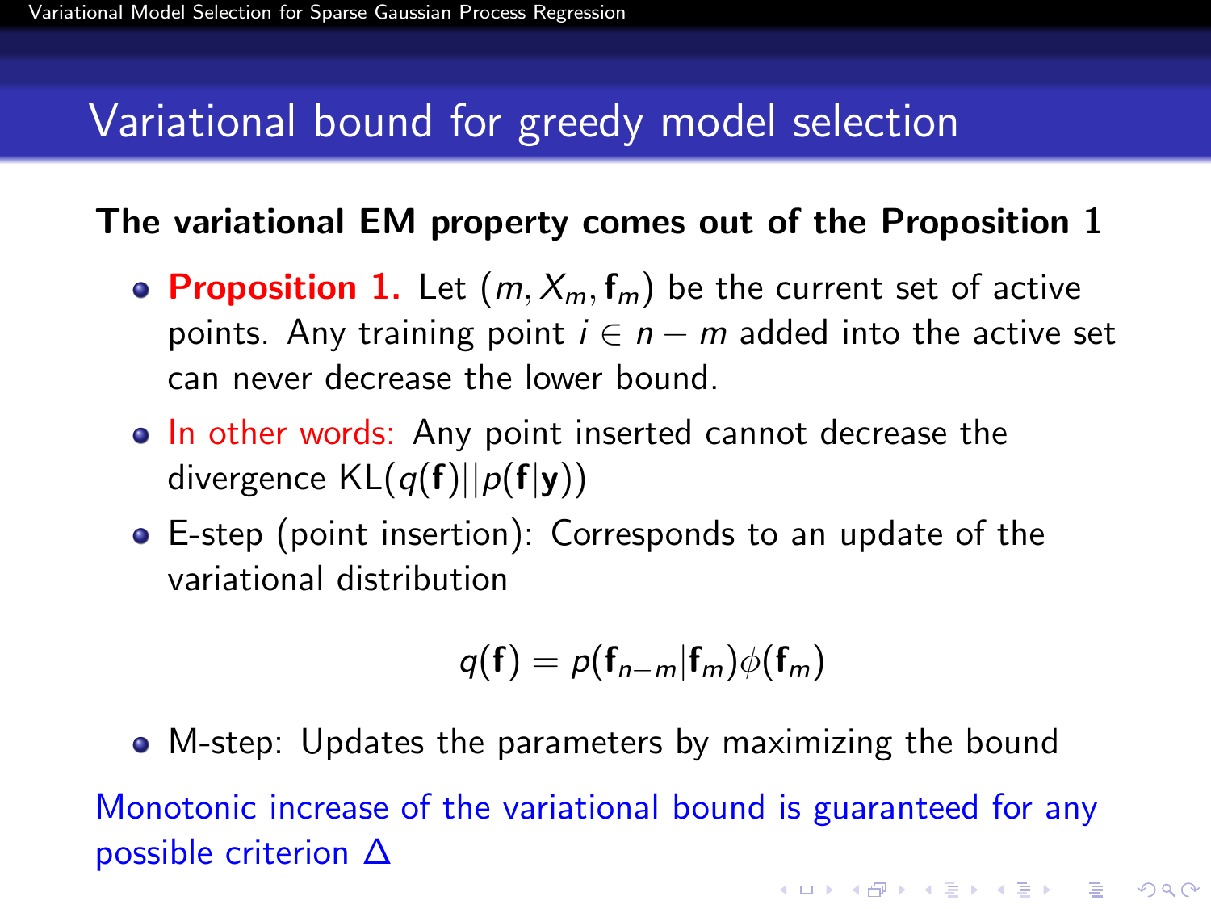# Variational bound for greedy model selection

**The variational EM property comes out of the Proposition 1**

- **Proposition 1.** Let $(m, X_m, \mathbf{f}_m)$ be the current set of active points. Any training point $i \in n - m$ added into the active set can never decrease the lower bound.
- In other words: Any point inserted cannot decrease the divergence $\mathrm{KL}(q(\mathbf{f})||p(\mathbf{f}|\mathbf{y}))$
- E-step (point insertion): Corresponds to an update of the variational distribution

$$q(\mathbf{f}) = p(\mathbf{f}_{n-m}|\mathbf{f}_m)\phi(\mathbf{f}_m)$$

- M-step: Updates the parameters by maximizing the bound

Monotonic increase of the variational bound is guaranteed for any possible criterion $\Delta$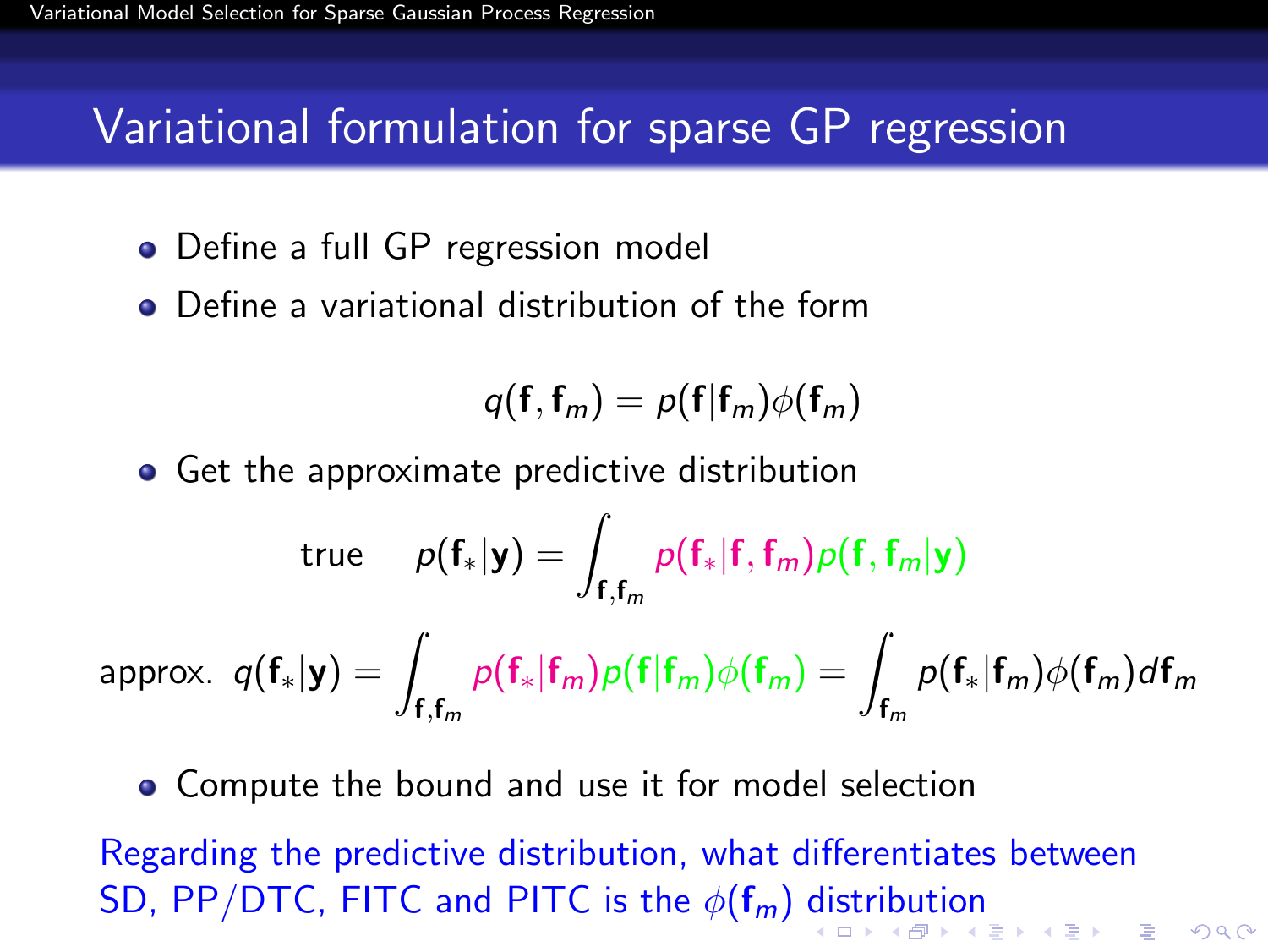## Variational formulation for sparse GP regression

- Define a full GP regression model
- Define a variational distribution of the form

$$q(\mathbf{f}, \mathbf{f}_m) = p(\mathbf{f}|\mathbf{f}_m)\phi(\mathbf{f}_m)$$

- Get the approximate predictive distribution

$$\text{true} \quad p(\mathbf{f}_*|\mathbf{y}) = \int_{\mathbf{f},\mathbf{f}_m} p(\mathbf{f}_*|\mathbf{f}, \mathbf{f}_m) p(\mathbf{f}, \mathbf{f}_m|\mathbf{y})$$

$$\text{approx.} \; q(\mathbf{f}_*|\mathbf{y}) = \int_{\mathbf{f},\mathbf{f}_m} p(\mathbf{f}_*|\mathbf{f}_m) p(\mathbf{f}|\mathbf{f}_m)\phi(\mathbf{f}_m) = \int_{\mathbf{f}_m} p(\mathbf{f}_*|\mathbf{f}_m)\phi(\mathbf{f}_m) d\mathbf{f}_m$$

- Compute the bound and use it for model selection

Regarding the predictive distribution, what differentiates between SD, PP/DTC, FITC and PITC is the $\phi(\mathbf{f}_m)$ distribution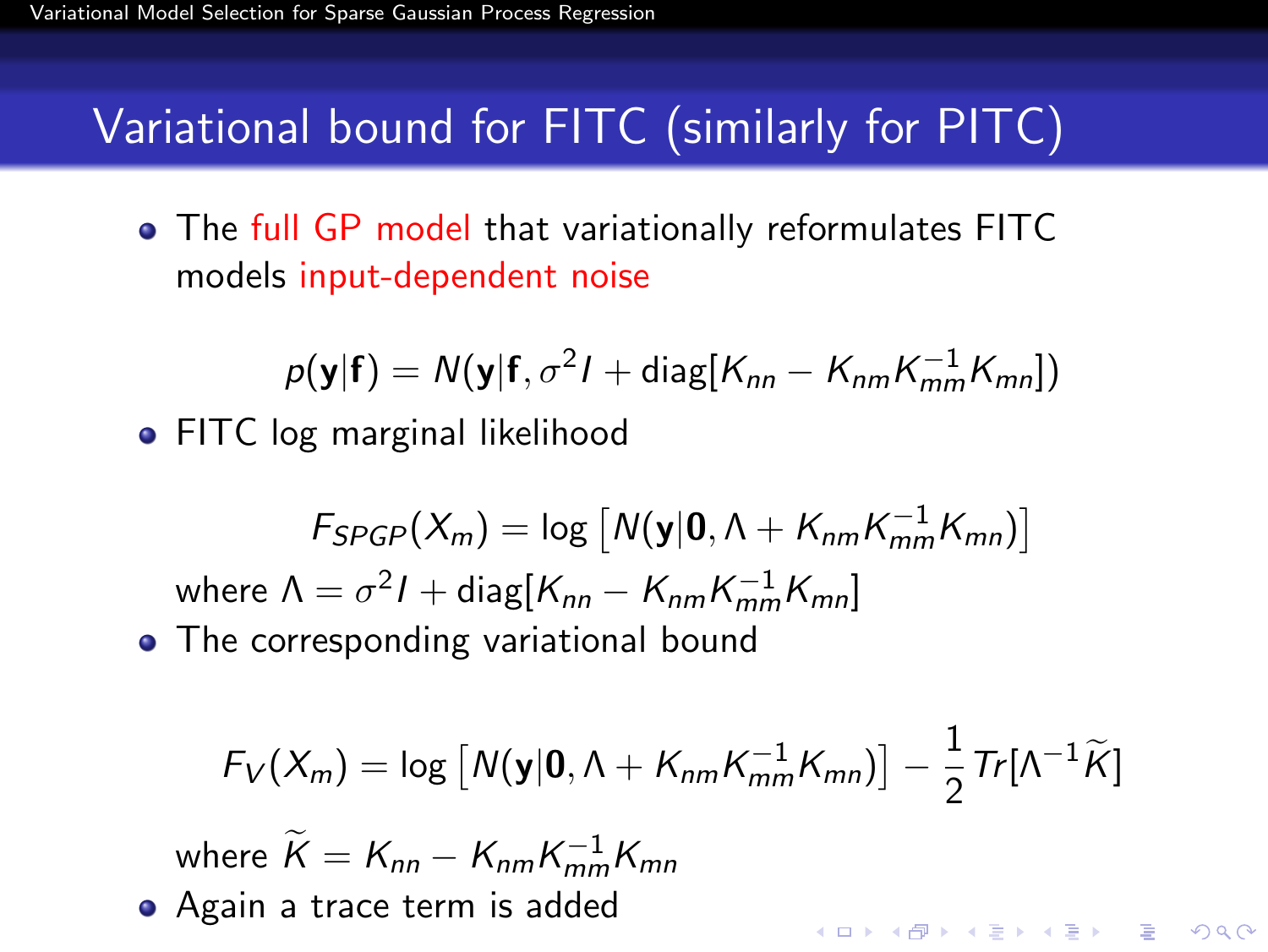## Variational bound for FITC (similarly for PITC)

- The full GP model that variationally reformulates FITC models input-dependent noise

$$p(\mathbf{y}|\mathbf{f}) = N(\mathbf{y}|\mathbf{f}, \sigma^2 I + \text{diag}[K_{nn} - K_{nm}K_{mm}^{-1}K_{mn}])$$

- FITC log marginal likelihood

$$F_{SPGP}(X_m) = \log\left[N(\mathbf{y}|\mathbf{0}, \Lambda + K_{nm}K_{mm}^{-1}K_{mn})\right]$$

where $\Lambda = \sigma^2 I + \text{diag}[K_{nn} - K_{nm}K_{mm}^{-1}K_{mn}]$

- The corresponding variational bound

$$F_V(X_m) = \log\left[N(\mathbf{y}|\mathbf{0}, \Lambda + K_{nm}K_{mm}^{-1}K_{mn})\right] - \frac{1}{2}Tr[\Lambda^{-1}\widetilde{K}]$$

where $\widetilde{K} = K_{nn} - K_{nm}K_{mm}^{-1}K_{mn}$

- Again a trace term is added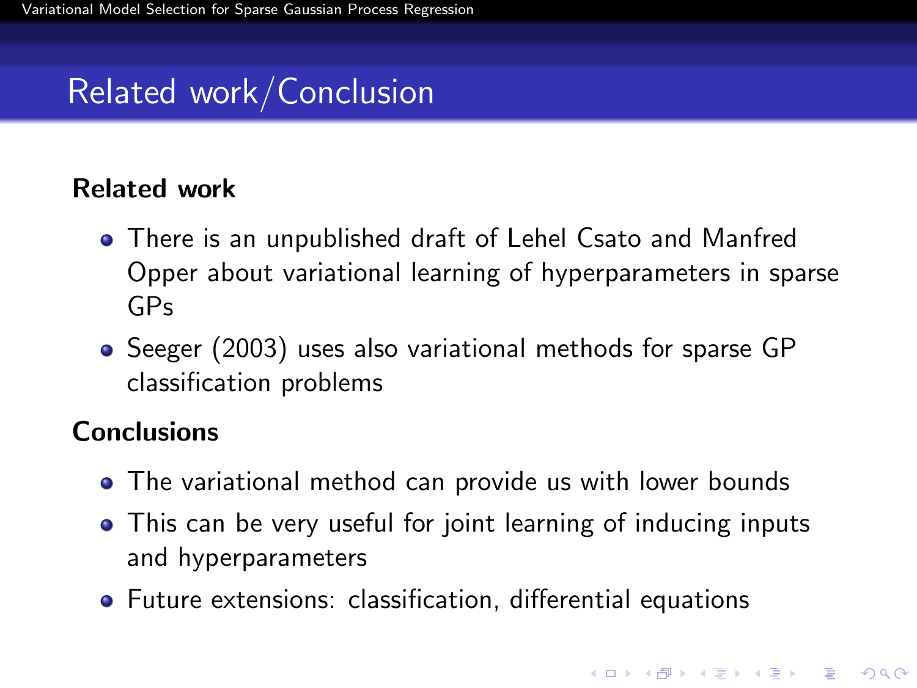# Related work/Conclusion

**Related work**

- There is an unpublished draft of Lehel Csato and Manfred Opper about variational learning of hyperparameters in sparse GPs
- Seeger (2003) uses also variational methods for sparse GP classification problems

**Conclusions**

- The variational method can provide us with lower bounds
- This can be very useful for joint learning of inducing inputs and hyperparameters
- Future extensions: classification, differential equations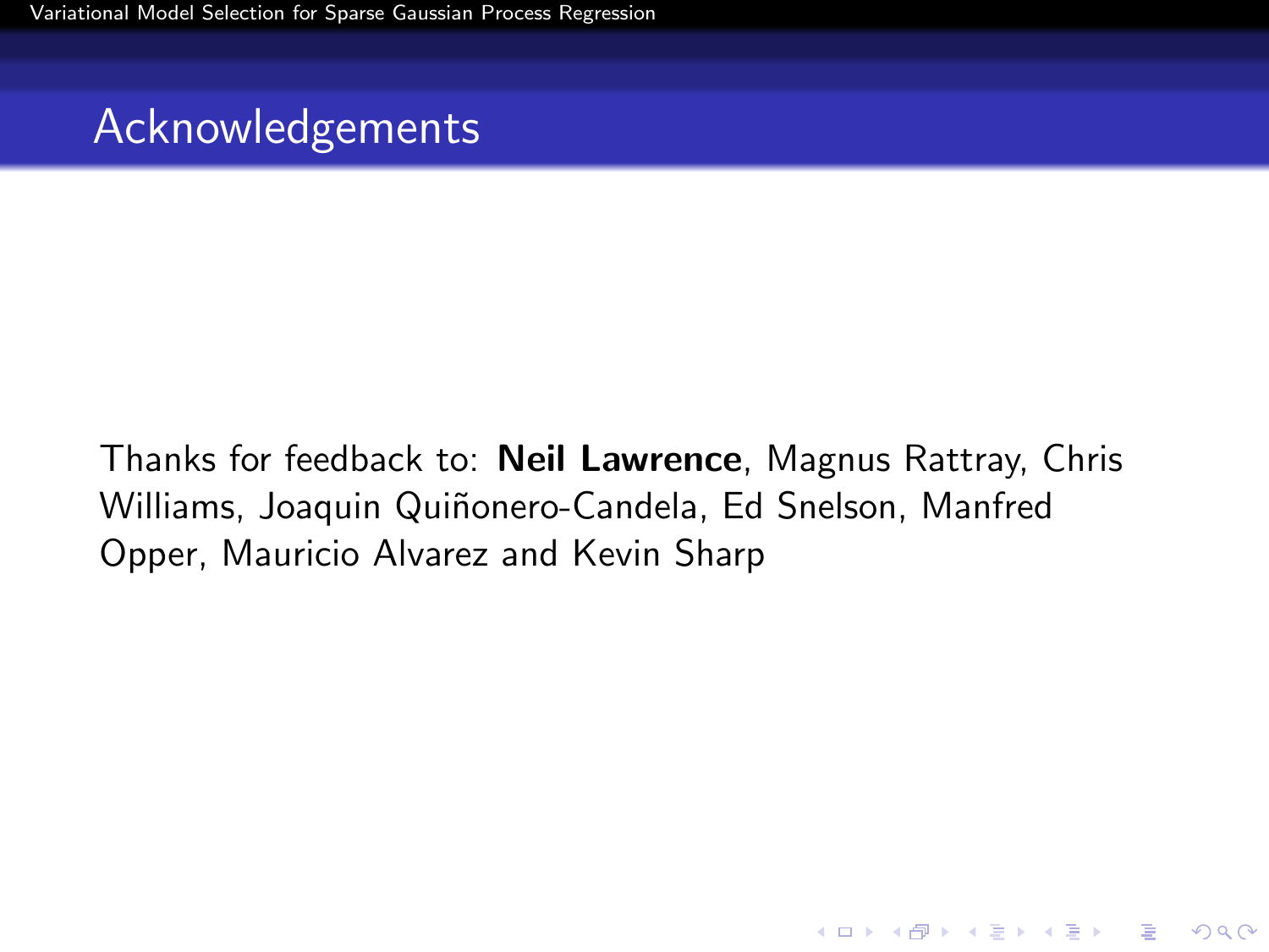# Acknowledgements

Thanks for feedback to: **Neil Lawrence**, Magnus Rattray, Chris Williams, Joaquin Quiñonero-Candela, Ed Snelson, Manfred Opper, Mauricio Alvarez and Kevin Sharp